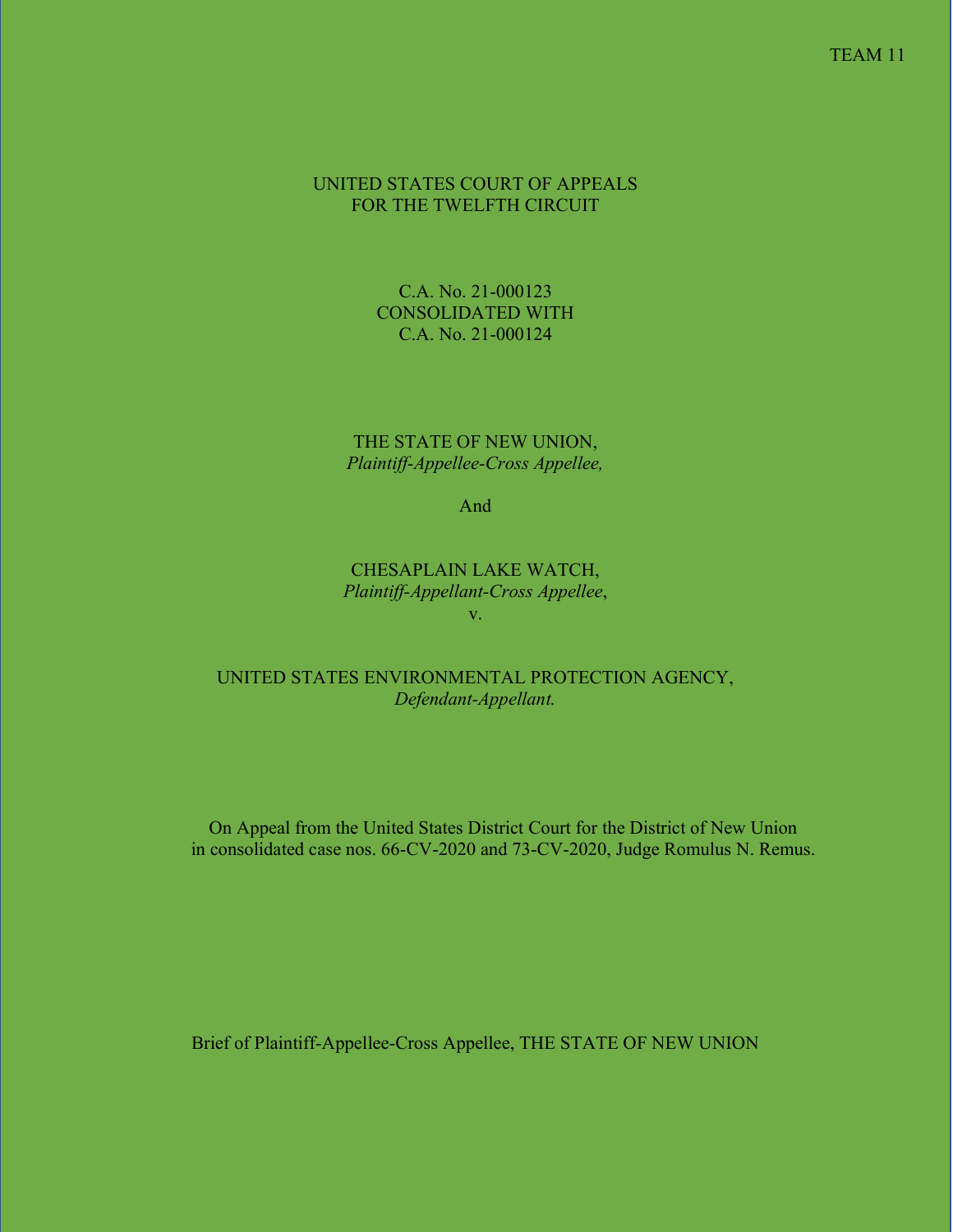TEAM 11

UNITED STATES COURT OF APPEALS
FOR THE TWELFTH CIRCUIT

C.A. No. 21-000123
CONSOLIDATED WITH
C.A. No. 21-000124

THE STATE OF NEW UNION,
*Plaintiff-Appellee-Cross Appellee,*

And

CHESAPLAIN LAKE WATCH,
*Plaintiff-Appellant-Cross Appellee*,
v.

UNITED STATES ENVIRONMENTAL PROTECTION AGENCY,
*Defendant-Appellant.*

On Appeal from the United States District Court for the District of New Union in consolidated case nos. 66-CV-2020 and 73-CV-2020, Judge Romulus N. Remus.

Brief of Plaintiff-Appellee-Cross Appellee, THE STATE OF NEW UNION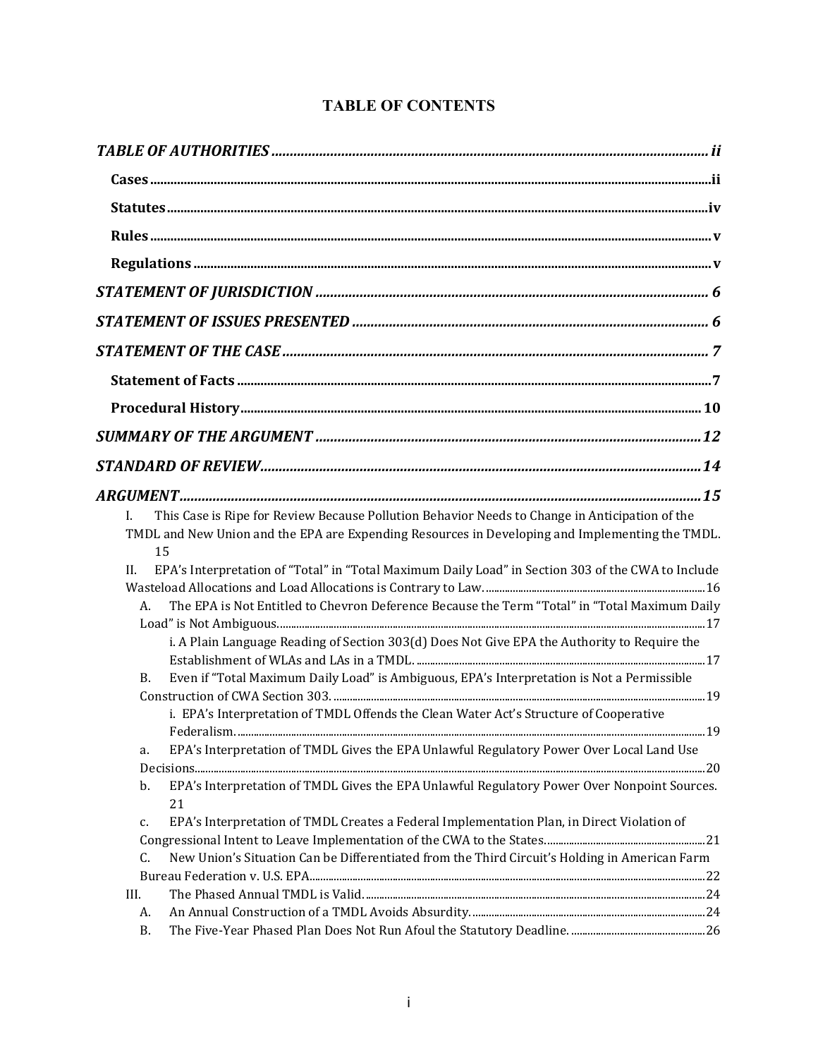# TABLE OF CONTENTS

*TABLE OF AUTHORITIES* ..... ii

**Cases** ..... ii

**Statutes** ..... iv

**Rules** ..... v

**Regulations** ..... v

*STATEMENT OF JURISDICTION* ..... 6

*STATEMENT OF ISSUES PRESENTED* ..... 6

*STATEMENT OF THE CASE* ..... 7

**Statement of Facts** ..... 7

**Procedural History** ..... 10

*SUMMARY OF THE ARGUMENT* ..... 12

*STANDARD OF REVIEW* ..... 14

*ARGUMENT* ..... 15

I. This Case is Ripe for Review Because Pollution Behavior Needs to Change in Anticipation of the TMDL and New Union and the EPA are Expending Resources in Developing and Implementing the TMDL. 15

II. EPA's Interpretation of "Total" in "Total Maximum Daily Load" in Section 303 of the CWA to Include Wasteload Allocations and Load Allocations is Contrary to Law. ..... 16

A. The EPA is Not Entitled to Chevron Deference Because the Term "Total" in "Total Maximum Daily Load" is Not Ambiguous. ..... 17

i. A Plain Language Reading of Section 303(d) Does Not Give EPA the Authority to Require the Establishment of WLAs and LAs in a TMDL. ..... 17

B. Even if "Total Maximum Daily Load" is Ambiguous, EPA's Interpretation is Not a Permissible Construction of CWA Section 303. ..... 19

i. EPA's Interpretation of TMDL Offends the Clean Water Act's Structure of Cooperative Federalism. ..... 19

a. EPA's Interpretation of TMDL Gives the EPA Unlawful Regulatory Power Over Local Land Use Decisions. ..... 20

b. EPA's Interpretation of TMDL Gives the EPA Unlawful Regulatory Power Over Nonpoint Sources. 21

c. EPA's Interpretation of TMDL Creates a Federal Implementation Plan, in Direct Violation of Congressional Intent to Leave Implementation of the CWA to the States. ..... 21

C. New Union's Situation Can be Differentiated from the Third Circuit's Holding in American Farm Bureau Federation v. U.S. EPA. ..... 22

III. The Phased Annual TMDL is Valid. ..... 24

A. An Annual Construction of a TMDL Avoids Absurdity. ..... 24

B. The Five-Year Phased Plan Does Not Run Afoul the Statutory Deadline. ..... 26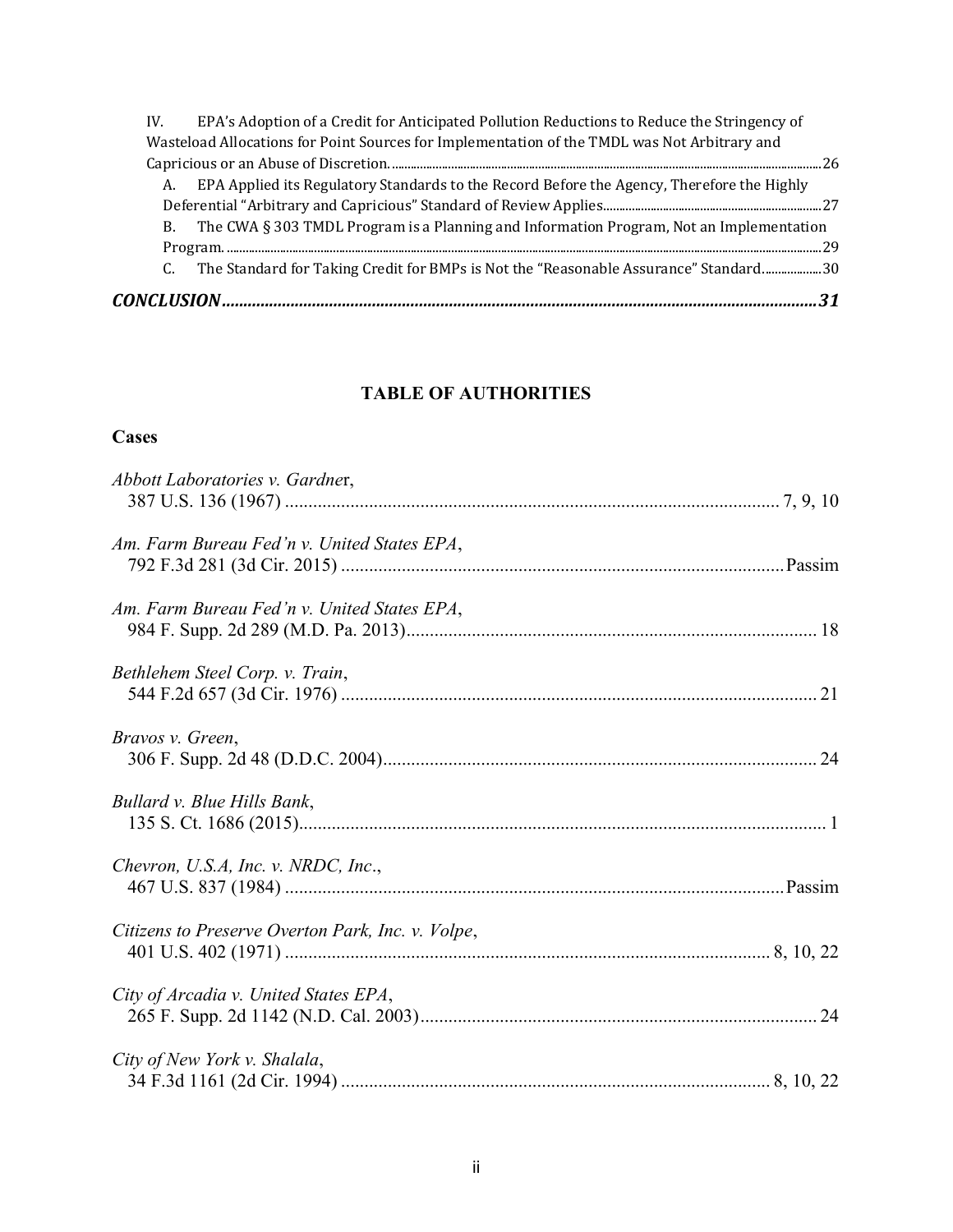IV. EPA's Adoption of a Credit for Anticipated Pollution Reductions to Reduce the Stringency of Wasteload Allocations for Point Sources for Implementation of the TMDL was Not Arbitrary and Capricious or an Abuse of Discretion. ........ 26

A. EPA Applied its Regulatory Standards to the Record Before the Agency, Therefore the Highly Deferential "Arbitrary and Capricious" Standard of Review Applies........ 27

B. The CWA § 303 TMDL Program is a Planning and Information Program, Not an Implementation Program. ........ 29

C. The Standard for Taking Credit for BMPs is Not the "Reasonable Assurance" Standard........ 30

***CONCLUSION........ 31***

## TABLE OF AUTHORITIES

### Cases

*Abbott Laboratories v. Gardne*r,
387 U.S. 136 (1967) ........ 7, 9, 10

*Am. Farm Bureau Fed'n v. United States EPA*,
792 F.3d 281 (3d Cir. 2015) ........ Passim

*Am. Farm Bureau Fed'n v. United States EPA*,
984 F. Supp. 2d 289 (M.D. Pa. 2013)........ 18

*Bethlehem Steel Corp. v. Train*,
544 F.2d 657 (3d Cir. 1976) ........ 21

*Bravos v. Green*,
306 F. Supp. 2d 48 (D.D.C. 2004)........ 24

*Bullard v. Blue Hills Bank*,
135 S. Ct. 1686 (2015)........ 1

*Chevron, U.S.A, Inc. v. NRDC, Inc*.,
467 U.S. 837 (1984) ........ Passim

*Citizens to Preserve Overton Park, Inc. v. Volpe*,
401 U.S. 402 (1971) ........ 8, 10, 22

*City of Arcadia v. United States EPA*,
265 F. Supp. 2d 1142 (N.D. Cal. 2003)........ 24

*City of New York v. Shalala*,
34 F.3d 1161 (2d Cir. 1994) ........ 8, 10, 22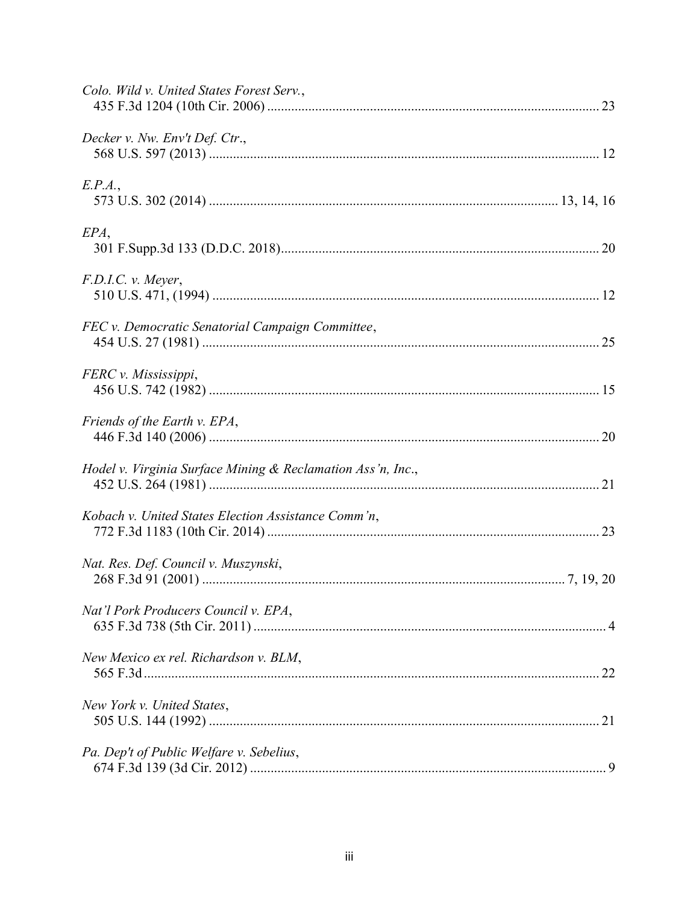*Colo. Wild v. United States Forest Serv.*,
435 F.3d 1204 (10th Cir. 2006) ................................................................................................ 23

*Decker v. Nw. Env't Def. Ctr.*,
568 U.S. 597 (2013) ................................................................................................................. 12

*E.P.A.*,
573 U.S. 302 (2014) ................................................................................................... 13, 14, 16

*EPA*,
301 F.Supp.3d 133 (D.D.C. 2018)........................................................................................... 20

*F.D.I.C. v. Meyer*,
510 U.S. 471, (1994) ............................................................................................................... 12

*FEC v. Democratic Senatorial Campaign Committee*,
454 U.S. 27 (1981) ................................................................................................................... 25

*FERC v. Mississippi*,
456 U.S. 742 (1982) ................................................................................................................. 15

*Friends of the Earth v. EPA*,
446 F.3d 140 (2006) ................................................................................................................ 20

*Hodel v. Virginia Surface Mining & Reclamation Ass'n, Inc.*,
452 U.S. 264 (1981) ................................................................................................................. 21

*Kobach v. United States Election Assistance Comm'n*,
772 F.3d 1183 (10th Cir. 2014) ............................................................................................... 23

*Nat. Res. Def. Council v. Muszynski*,
268 F.3d 91 (2001) ....................................................................................................... 7, 19, 20

*Nat'l Pork Producers Council v. EPA*,
635 F.3d 738 (5th Cir. 2011) ...................................................................................................... 4

*New Mexico ex rel. Richardson v. BLM*,
565 F.3d ................................................................................................................................... 22

*New York v. United States*,
505 U.S. 144 (1992) ................................................................................................................. 21

*Pa. Dep't of Public Welfare v. Sebelius*,
674 F.3d 139 (3d Cir. 2012) ...................................................................................................... 9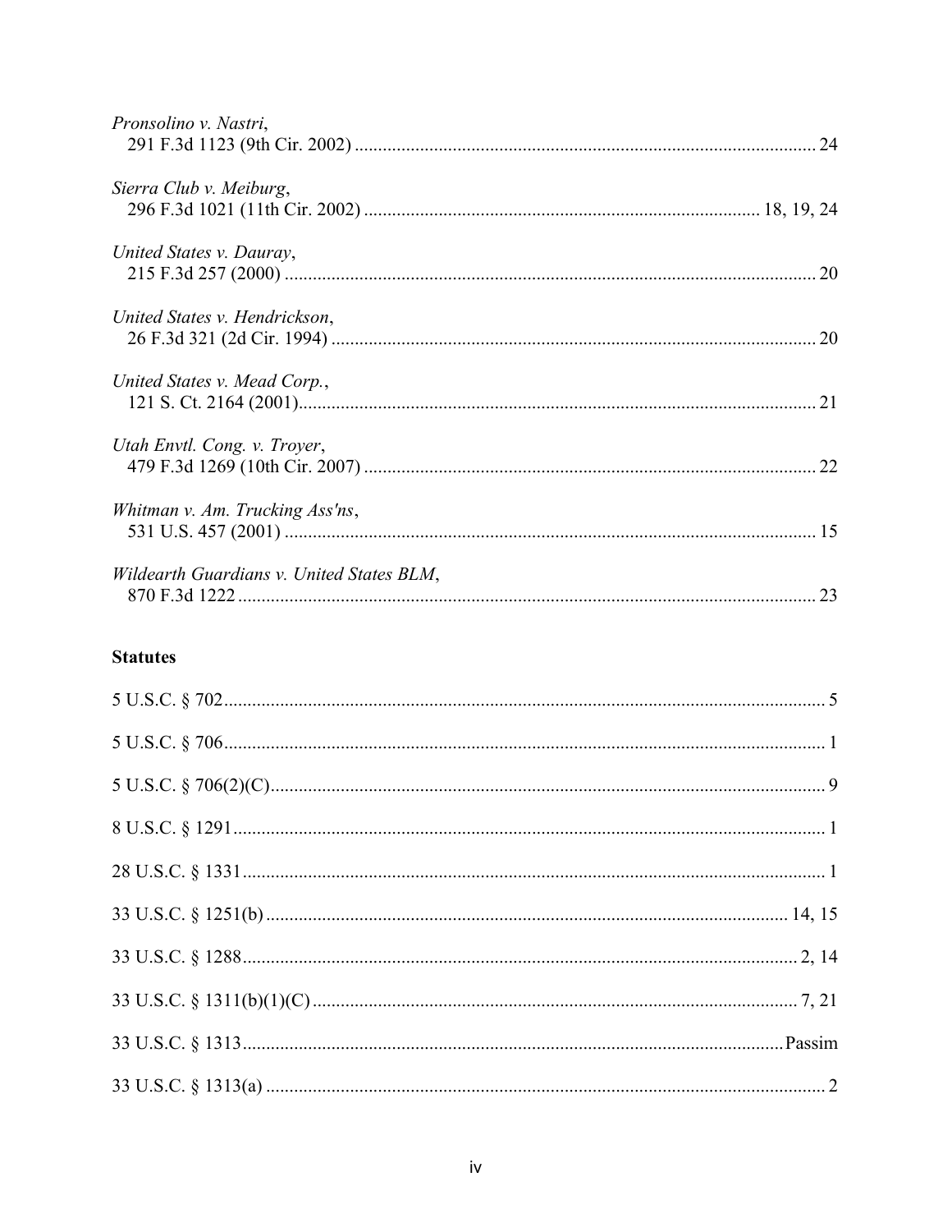*Pronsolino v. Nastri*,
291 F.3d 1123 (9th Cir. 2002) .................................................................................................... 24

*Sierra Club v. Meiburg*,
296 F.3d 1021 (11th Cir. 2002) .................................................................................... 18, 19, 24

*United States v. Dauray*,
215 F.3d 257 (2000) ................................................................................................................. 20

*United States v. Hendrickson*,
26 F.3d 321 (2d Cir. 1994) ........................................................................................................ 20

*United States v. Mead Corp.*,
121 S. Ct. 2164 (2001).............................................................................................................. 21

*Utah Envtl. Cong. v. Troyer*,
479 F.3d 1269 (10th Cir. 2007) ................................................................................................. 22

*Whitman v. Am. Trucking Ass'ns*,
531 U.S. 457 (2001) .................................................................................................................. 15

*Wildearth Guardians v. United States BLM*,
870 F.3d 1222 ........................................................................................................................... 23

**Statutes**

5 U.S.C. § 702................................................................................................................................ 5

5 U.S.C. § 706................................................................................................................................ 1

5 U.S.C. § 706(2)(C)....................................................................................................................... 9

8 U.S.C. § 1291.............................................................................................................................. 1

28 U.S.C. § 1331............................................................................................................................ 1

33 U.S.C. § 1251(b) ............................................................................................................... 14, 15

33 U.S.C. § 1288...................................................................................................................... 2, 14

33 U.S.C. § 1311(b)(1)(C) ........................................................................................................ 7, 21

33 U.S.C. § 1313.................................................................................................................. Passim

33 U.S.C. § 1313(a) ....................................................................................................................... 2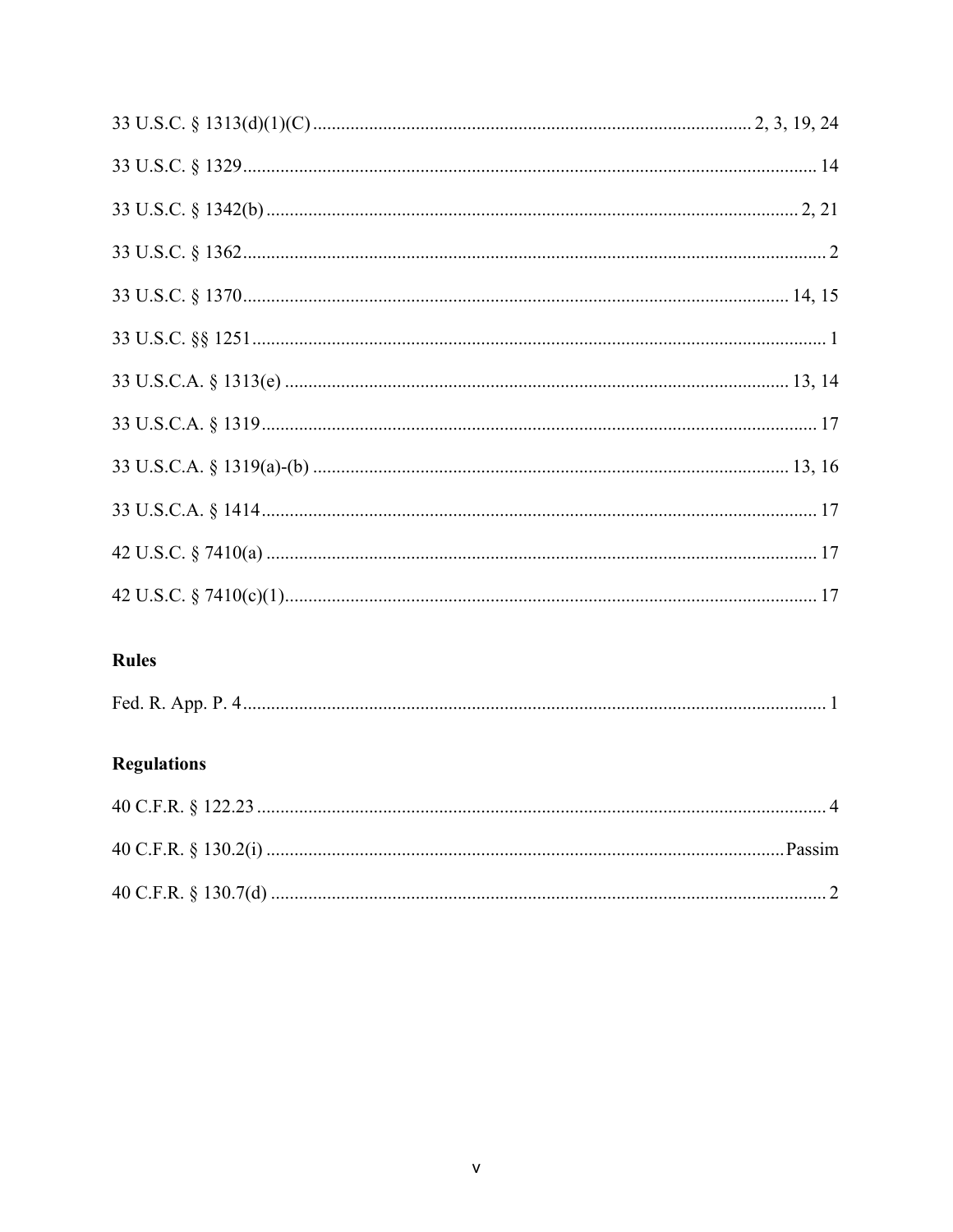33 U.S.C. § 1313(d)(1)(C) .............................................................................................. 2, 3, 19, 24

33 U.S.C. § 1329 .......................................................................................................................... 14

33 U.S.C. § 1342(b) ................................................................................................................... 2, 21

33 U.S.C. § 1362 ............................................................................................................................ 2

33 U.S.C. § 1370 .................................................................................................................... 14, 15

33 U.S.C. §§ 1251 .......................................................................................................................... 1

33 U.S.C.A. § 1313(e) ........................................................................................................... 13, 14

33 U.S.C.A. § 1319 ...................................................................................................................... 17

33 U.S.C.A. § 1319(a)-(b) ...................................................................................................... 13, 16

33 U.S.C.A. § 1414 ...................................................................................................................... 17

42 U.S.C. § 7410(a) ..................................................................................................................... 17

42 U.S.C. § 7410(c)(1) ................................................................................................................. 17

## Rules

Fed. R. App. P. 4 ............................................................................................................................ 1

## Regulations

40 C.F.R. § 122.23 ......................................................................................................................... 4

40 C.F.R. § 130.2(i) ............................................................................................................. Passim

40 C.F.R. § 130.7(d) ....................................................................................................................... 2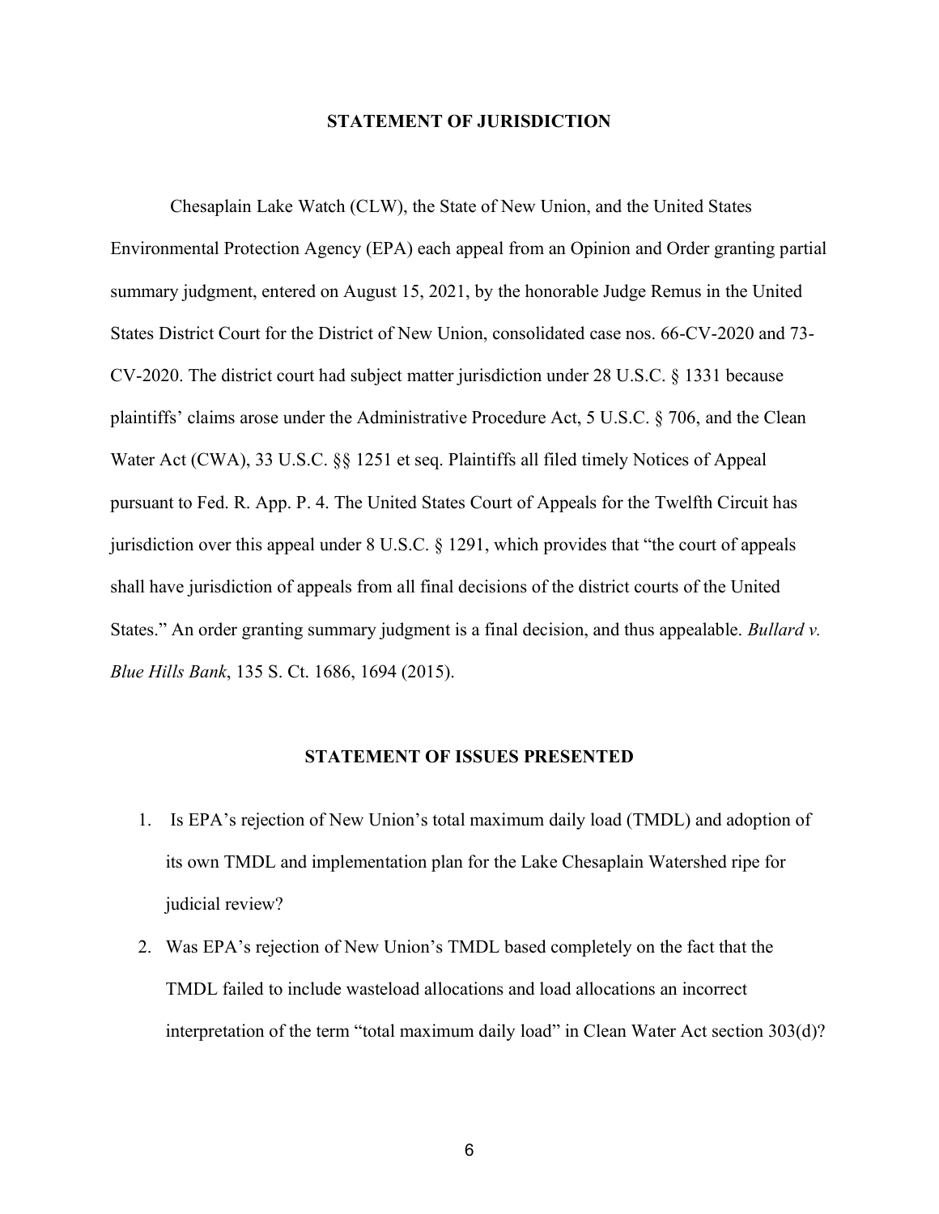## STATEMENT OF JURISDICTION

Chesaplain Lake Watch (CLW), the State of New Union, and the United States Environmental Protection Agency (EPA) each appeal from an Opinion and Order granting partial summary judgment, entered on August 15, 2021, by the honorable Judge Remus in the United States District Court for the District of New Union, consolidated case nos. 66-CV-2020 and 73-CV-2020. The district court had subject matter jurisdiction under 28 U.S.C. § 1331 because plaintiffs' claims arose under the Administrative Procedure Act, 5 U.S.C. § 706, and the Clean Water Act (CWA), 33 U.S.C. §§ 1251 et seq. Plaintiffs all filed timely Notices of Appeal pursuant to Fed. R. App. P. 4. The United States Court of Appeals for the Twelfth Circuit has jurisdiction over this appeal under 8 U.S.C. § 1291, which provides that "the court of appeals shall have jurisdiction of appeals from all final decisions of the district courts of the United States." An order granting summary judgment is a final decision, and thus appealable. *Bullard v. Blue Hills Bank*, 135 S. Ct. 1686, 1694 (2015).

## STATEMENT OF ISSUES PRESENTED

1. Is EPA's rejection of New Union's total maximum daily load (TMDL) and adoption of its own TMDL and implementation plan for the Lake Chesaplain Watershed ripe for judicial review?
2. Was EPA's rejection of New Union's TMDL based completely on the fact that the TMDL failed to include wasteload allocations and load allocations an incorrect interpretation of the term "total maximum daily load" in Clean Water Act section 303(d)?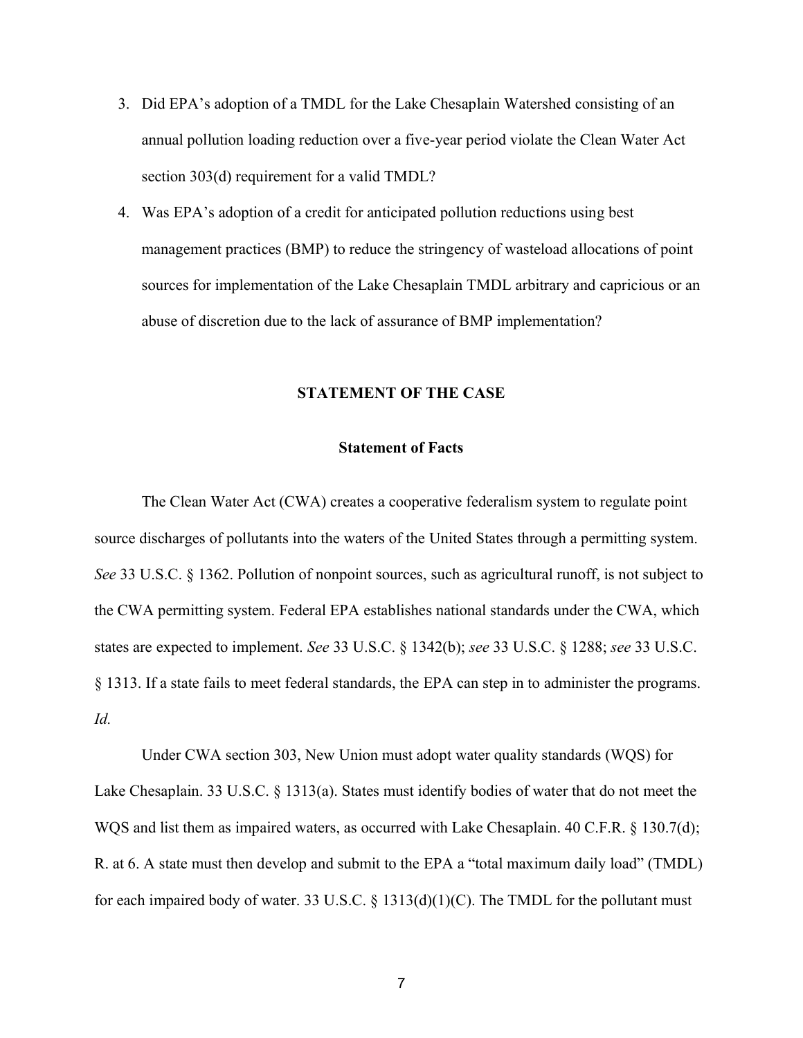3. Did EPA's adoption of a TMDL for the Lake Chesaplain Watershed consisting of an annual pollution loading reduction over a five-year period violate the Clean Water Act section 303(d) requirement for a valid TMDL?
4. Was EPA's adoption of a credit for anticipated pollution reductions using best management practices (BMP) to reduce the stringency of wasteload allocations of point sources for implementation of the Lake Chesaplain TMDL arbitrary and capricious or an abuse of discretion due to the lack of assurance of BMP implementation?

## STATEMENT OF THE CASE

### Statement of Facts

The Clean Water Act (CWA) creates a cooperative federalism system to regulate point source discharges of pollutants into the waters of the United States through a permitting system. *See* 33 U.S.C. § 1362. Pollution of nonpoint sources, such as agricultural runoff, is not subject to the CWA permitting system. Federal EPA establishes national standards under the CWA, which states are expected to implement. *See* 33 U.S.C. § 1342(b); *see* 33 U.S.C. § 1288; *see* 33 U.S.C. § 1313. If a state fails to meet federal standards, the EPA can step in to administer the programs. *Id.*

Under CWA section 303, New Union must adopt water quality standards (WQS) for Lake Chesaplain. 33 U.S.C. § 1313(a). States must identify bodies of water that do not meet the WQS and list them as impaired waters, as occurred with Lake Chesaplain. 40 C.F.R. § 130.7(d); R. at 6. A state must then develop and submit to the EPA a "total maximum daily load" (TMDL) for each impaired body of water. 33 U.S.C. § 1313(d)(1)(C). The TMDL for the pollutant must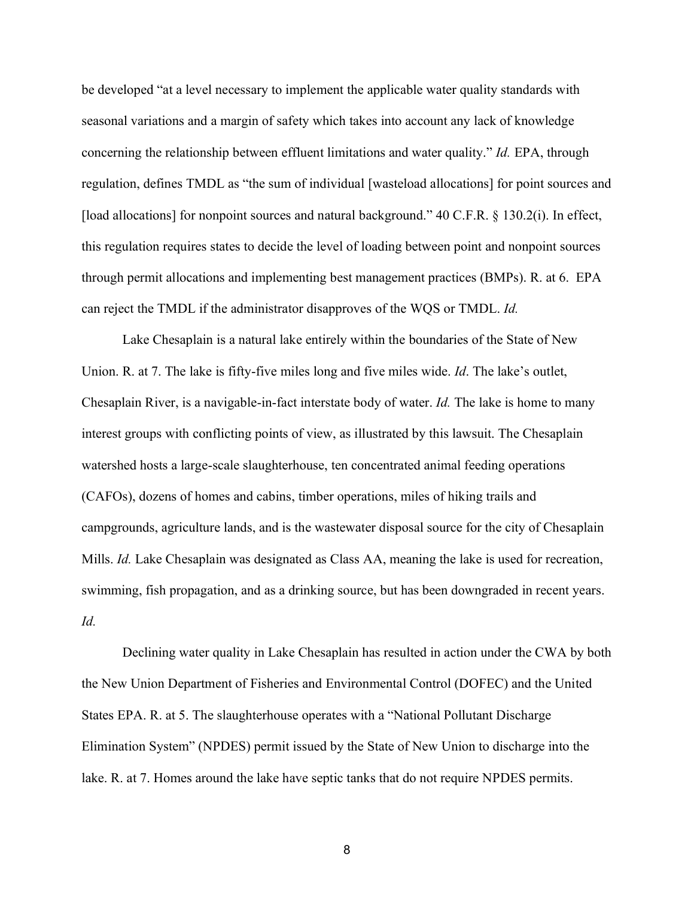be developed "at a level necessary to implement the applicable water quality standards with seasonal variations and a margin of safety which takes into account any lack of knowledge concerning the relationship between effluent limitations and water quality." *Id.* EPA, through regulation, defines TMDL as "the sum of individual [wasteload allocations] for point sources and [load allocations] for nonpoint sources and natural background." 40 C.F.R. § 130.2(i). In effect, this regulation requires states to decide the level of loading between point and nonpoint sources through permit allocations and implementing best management practices (BMPs). R. at 6. EPA can reject the TMDL if the administrator disapproves of the WQS or TMDL. *Id.*

Lake Chesaplain is a natural lake entirely within the boundaries of the State of New Union. R. at 7. The lake is fifty-five miles long and five miles wide. *Id*. The lake's outlet, Chesaplain River, is a navigable-in-fact interstate body of water. *Id.* The lake is home to many interest groups with conflicting points of view, as illustrated by this lawsuit. The Chesaplain watershed hosts a large-scale slaughterhouse, ten concentrated animal feeding operations (CAFOs), dozens of homes and cabins, timber operations, miles of hiking trails and campgrounds, agriculture lands, and is the wastewater disposal source for the city of Chesaplain Mills. *Id.* Lake Chesaplain was designated as Class AA, meaning the lake is used for recreation, swimming, fish propagation, and as a drinking source, but has been downgraded in recent years. *Id.*

Declining water quality in Lake Chesaplain has resulted in action under the CWA by both the New Union Department of Fisheries and Environmental Control (DOFEC) and the United States EPA. R. at 5. The slaughterhouse operates with a "National Pollutant Discharge Elimination System" (NPDES) permit issued by the State of New Union to discharge into the lake. R. at 7. Homes around the lake have septic tanks that do not require NPDES permits.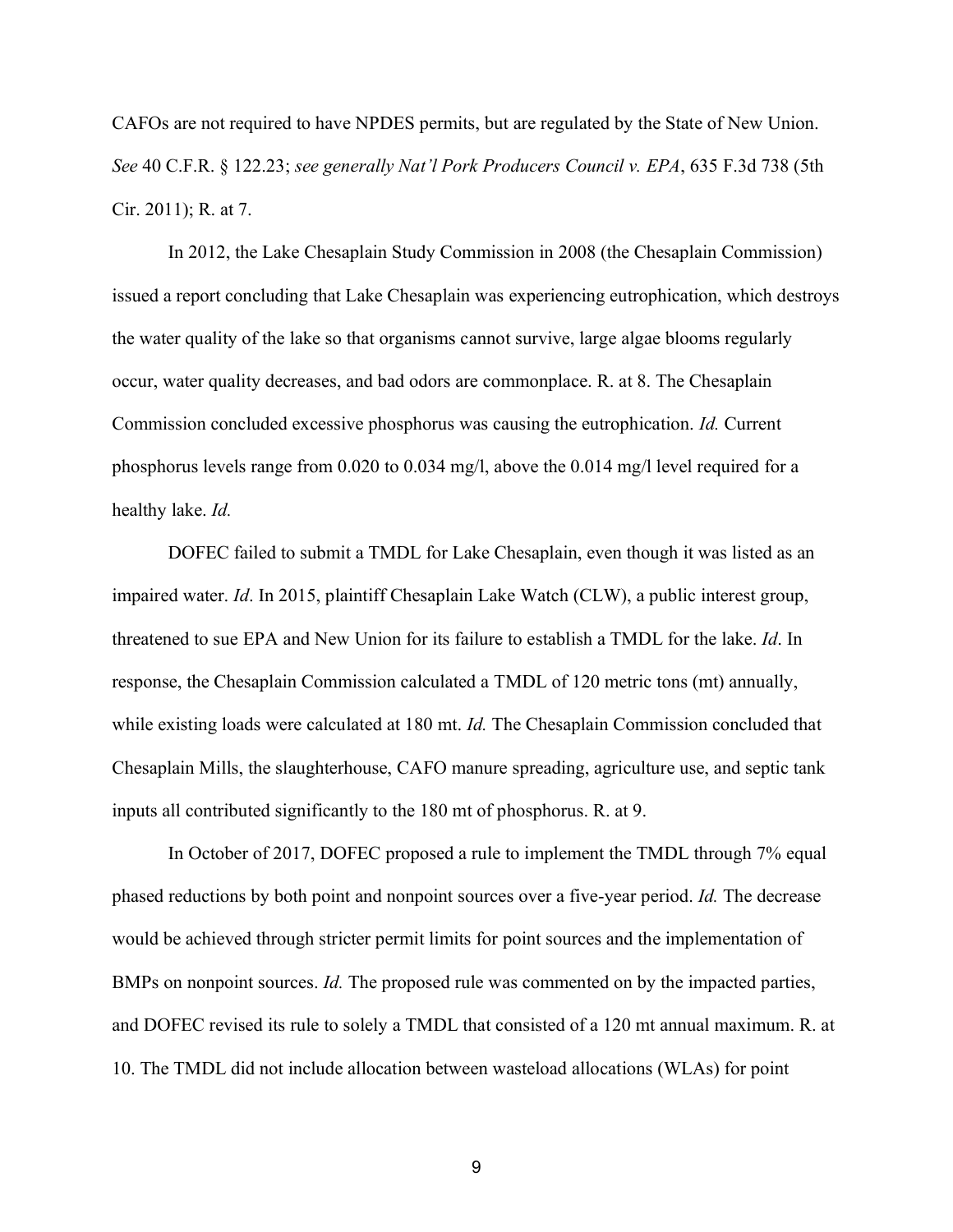CAFOs are not required to have NPDES permits, but are regulated by the State of New Union. *See* 40 C.F.R. § 122.23; *see generally Nat'l Pork Producers Council v. EPA*, 635 F.3d 738 (5th Cir. 2011); R. at 7.

In 2012, the Lake Chesaplain Study Commission in 2008 (the Chesaplain Commission) issued a report concluding that Lake Chesaplain was experiencing eutrophication, which destroys the water quality of the lake so that organisms cannot survive, large algae blooms regularly occur, water quality decreases, and bad odors are commonplace. R. at 8. The Chesaplain Commission concluded excessive phosphorus was causing the eutrophication. *Id.* Current phosphorus levels range from 0.020 to 0.034 mg/l, above the 0.014 mg/l level required for a healthy lake. *Id.*

DOFEC failed to submit a TMDL for Lake Chesaplain, even though it was listed as an impaired water. *Id*. In 2015, plaintiff Chesaplain Lake Watch (CLW), a public interest group, threatened to sue EPA and New Union for its failure to establish a TMDL for the lake. *Id*. In response, the Chesaplain Commission calculated a TMDL of 120 metric tons (mt) annually, while existing loads were calculated at 180 mt. *Id.* The Chesaplain Commission concluded that Chesaplain Mills, the slaughterhouse, CAFO manure spreading, agriculture use, and septic tank inputs all contributed significantly to the 180 mt of phosphorus. R. at 9.

In October of 2017, DOFEC proposed a rule to implement the TMDL through 7% equal phased reductions by both point and nonpoint sources over a five-year period. *Id.* The decrease would be achieved through stricter permit limits for point sources and the implementation of BMPs on nonpoint sources. *Id.* The proposed rule was commented on by the impacted parties, and DOFEC revised its rule to solely a TMDL that consisted of a 120 mt annual maximum. R. at 10. The TMDL did not include allocation between wasteload allocations (WLAs) for point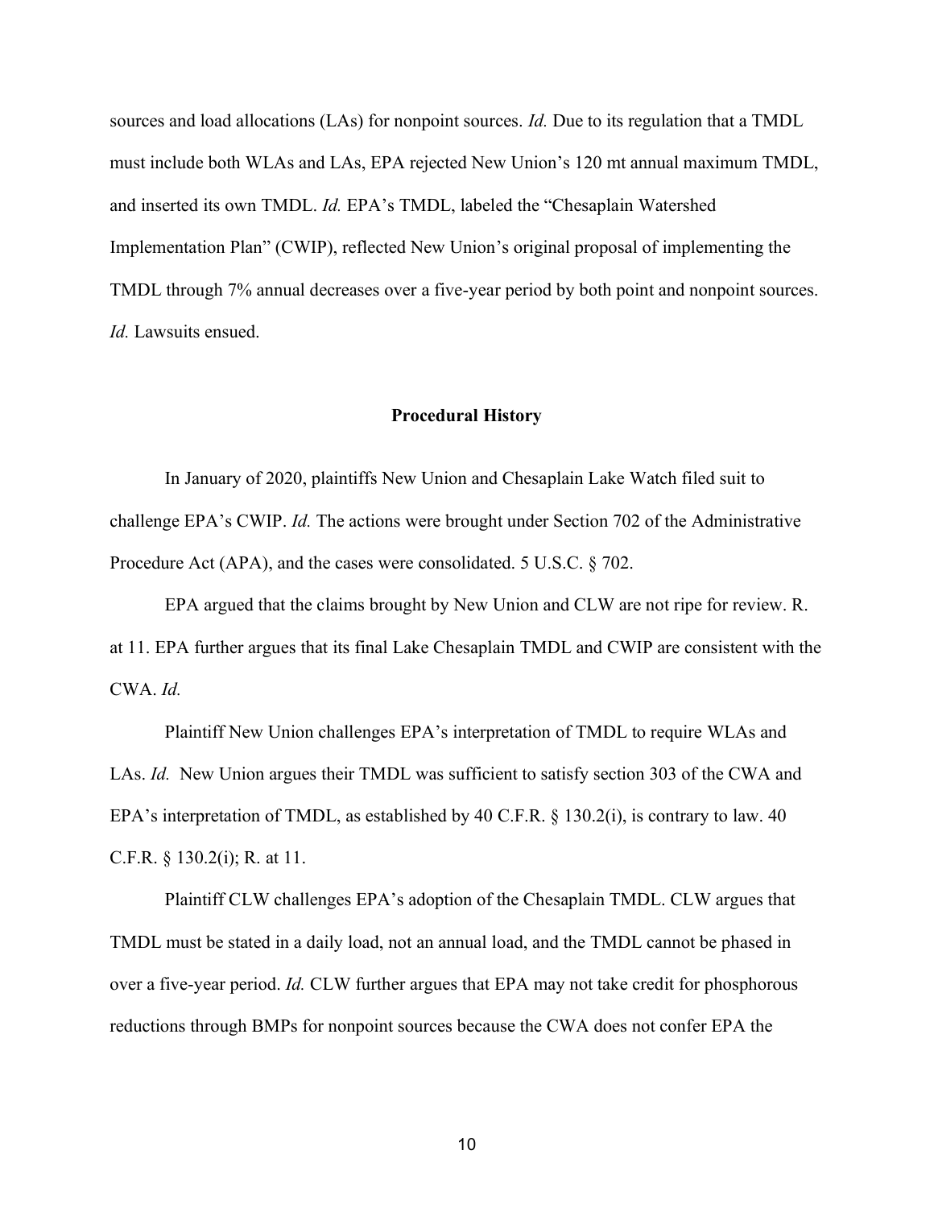sources and load allocations (LAs) for nonpoint sources. *Id.* Due to its regulation that a TMDL must include both WLAs and LAs, EPA rejected New Union's 120 mt annual maximum TMDL, and inserted its own TMDL. *Id.* EPA's TMDL, labeled the "Chesaplain Watershed Implementation Plan" (CWIP), reflected New Union's original proposal of implementing the TMDL through 7% annual decreases over a five-year period by both point and nonpoint sources. *Id.* Lawsuits ensued.

**Procedural History**

In January of 2020, plaintiffs New Union and Chesaplain Lake Watch filed suit to challenge EPA's CWIP. *Id.* The actions were brought under Section 702 of the Administrative Procedure Act (APA), and the cases were consolidated. 5 U.S.C. § 702.

EPA argued that the claims brought by New Union and CLW are not ripe for review. R. at 11. EPA further argues that its final Lake Chesaplain TMDL and CWIP are consistent with the CWA. *Id.*

Plaintiff New Union challenges EPA's interpretation of TMDL to require WLAs and LAs. *Id.* New Union argues their TMDL was sufficient to satisfy section 303 of the CWA and EPA's interpretation of TMDL, as established by 40 C.F.R. § 130.2(i), is contrary to law. 40 C.F.R. § 130.2(i); R. at 11.

Plaintiff CLW challenges EPA's adoption of the Chesaplain TMDL. CLW argues that TMDL must be stated in a daily load, not an annual load, and the TMDL cannot be phased in over a five-year period. *Id.* CLW further argues that EPA may not take credit for phosphorous reductions through BMPs for nonpoint sources because the CWA does not confer EPA the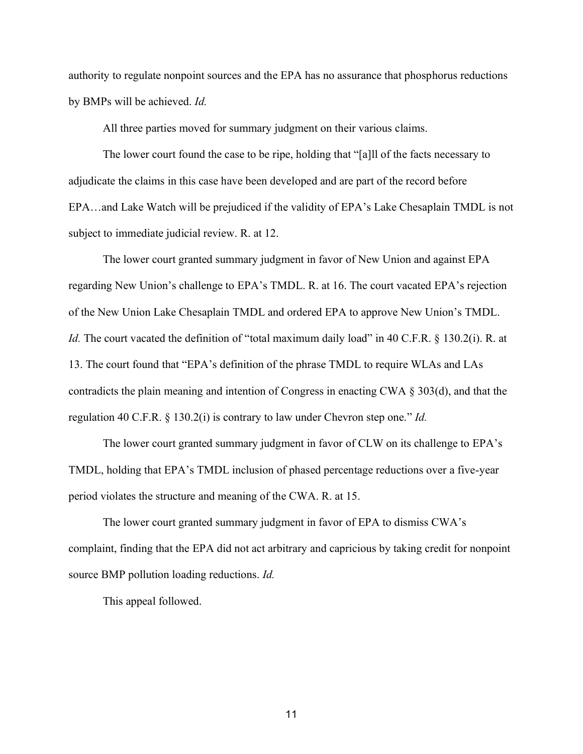authority to regulate nonpoint sources and the EPA has no assurance that phosphorus reductions by BMPs will be achieved. *Id.*

All three parties moved for summary judgment on their various claims.

The lower court found the case to be ripe, holding that "[a]ll of the facts necessary to adjudicate the claims in this case have been developed and are part of the record before EPA…and Lake Watch will be prejudiced if the validity of EPA's Lake Chesaplain TMDL is not subject to immediate judicial review. R. at 12.

The lower court granted summary judgment in favor of New Union and against EPA regarding New Union's challenge to EPA's TMDL. R. at 16. The court vacated EPA's rejection of the New Union Lake Chesaplain TMDL and ordered EPA to approve New Union's TMDL. *Id.* The court vacated the definition of "total maximum daily load" in 40 C.F.R. § 130.2(i). R. at 13. The court found that "EPA's definition of the phrase TMDL to require WLAs and LAs contradicts the plain meaning and intention of Congress in enacting CWA § 303(d), and that the regulation 40 C.F.R. § 130.2(i) is contrary to law under Chevron step one." *Id.*

The lower court granted summary judgment in favor of CLW on its challenge to EPA's TMDL, holding that EPA's TMDL inclusion of phased percentage reductions over a five-year period violates the structure and meaning of the CWA. R. at 15.

The lower court granted summary judgment in favor of EPA to dismiss CWA's complaint, finding that the EPA did not act arbitrary and capricious by taking credit for nonpoint source BMP pollution loading reductions. *Id.*

This appeal followed.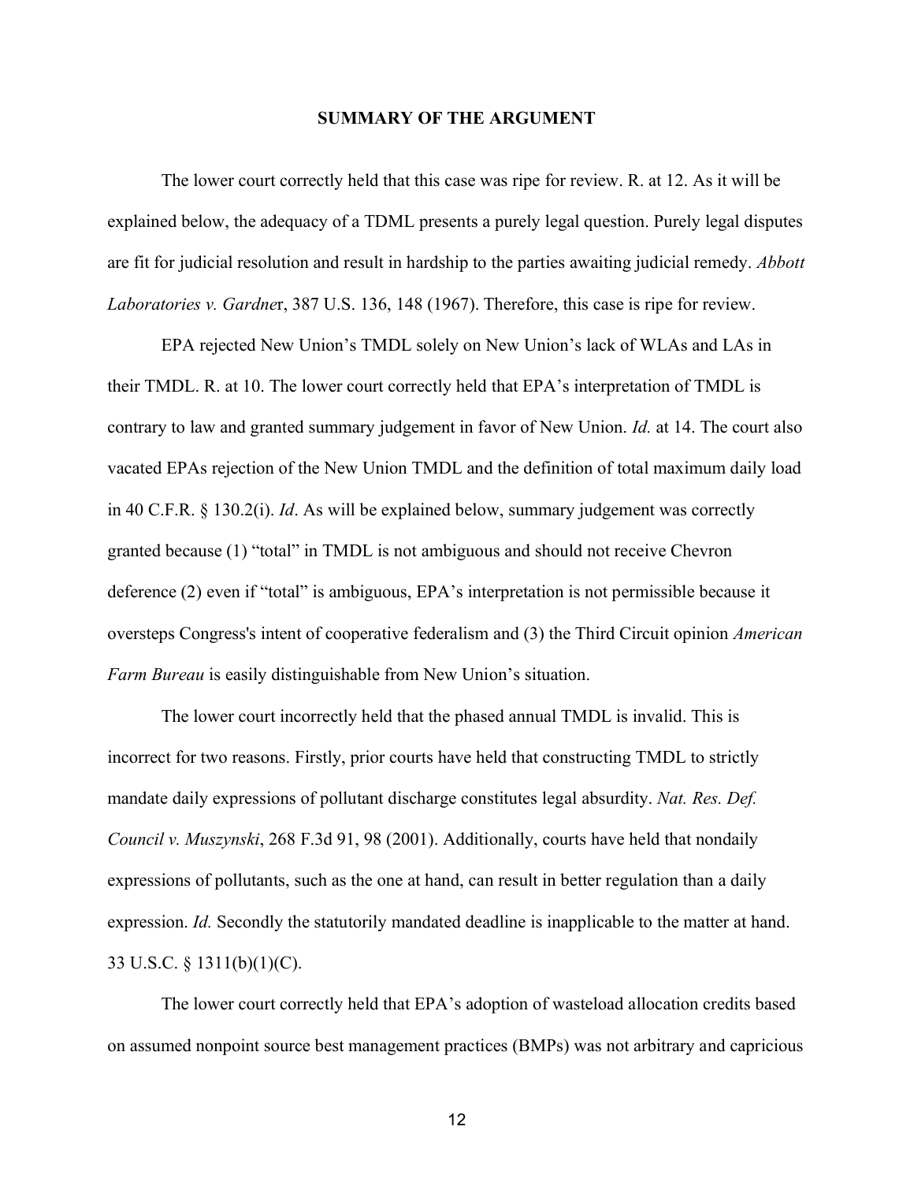## SUMMARY OF THE ARGUMENT

The lower court correctly held that this case was ripe for review. R. at 12. As it will be explained below, the adequacy of a TDML presents a purely legal question. Purely legal disputes are fit for judicial resolution and result in hardship to the parties awaiting judicial remedy. *Abbott Laboratories v. Gardne*r, 387 U.S. 136, 148 (1967). Therefore, this case is ripe for review.

EPA rejected New Union's TMDL solely on New Union's lack of WLAs and LAs in their TMDL. R. at 10. The lower court correctly held that EPA's interpretation of TMDL is contrary to law and granted summary judgement in favor of New Union. *Id.* at 14. The court also vacated EPAs rejection of the New Union TMDL and the definition of total maximum daily load in 40 C.F.R. § 130.2(i). *Id*. As will be explained below, summary judgement was correctly granted because (1) "total" in TMDL is not ambiguous and should not receive Chevron deference (2) even if "total" is ambiguous, EPA's interpretation is not permissible because it oversteps Congress's intent of cooperative federalism and (3) the Third Circuit opinion *American Farm Bureau* is easily distinguishable from New Union's situation.

The lower court incorrectly held that the phased annual TMDL is invalid. This is incorrect for two reasons. Firstly, prior courts have held that constructing TMDL to strictly mandate daily expressions of pollutant discharge constitutes legal absurdity. *Nat. Res. Def. Council v. Muszynski*, 268 F.3d 91, 98 (2001). Additionally, courts have held that nondaily expressions of pollutants, such as the one at hand, can result in better regulation than a daily expression. *Id.* Secondly the statutorily mandated deadline is inapplicable to the matter at hand. 33 U.S.C. § 1311(b)(1)(C).

The lower court correctly held that EPA's adoption of wasteload allocation credits based on assumed nonpoint source best management practices (BMPs) was not arbitrary and capricious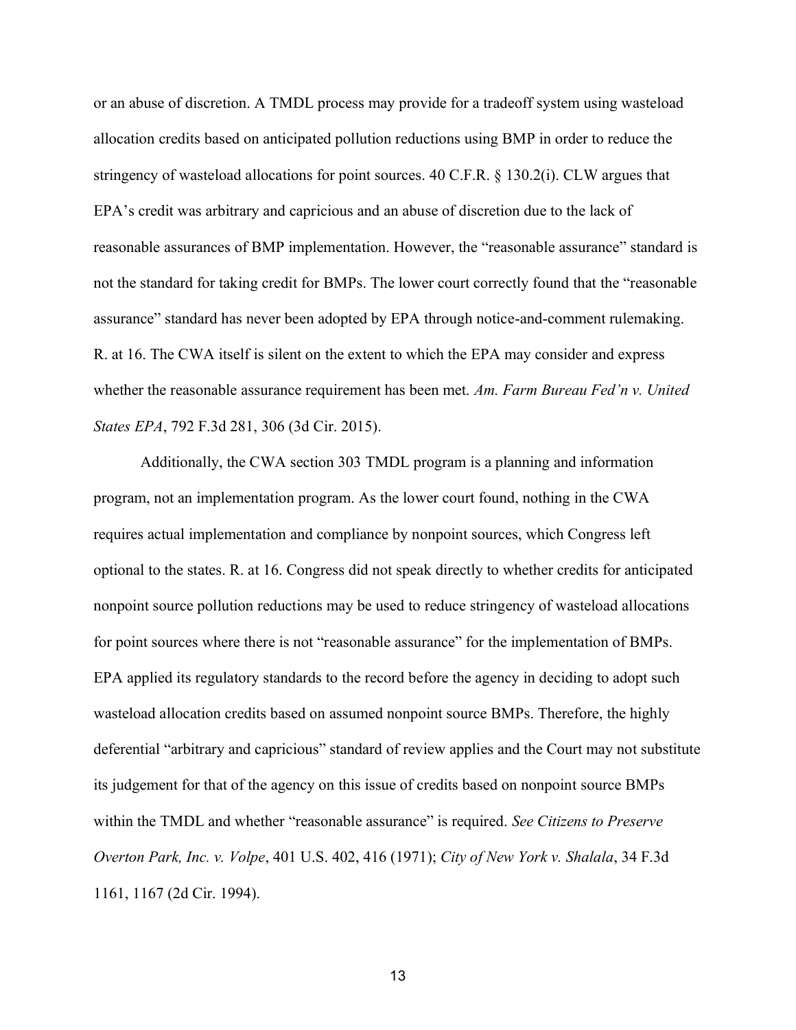or an abuse of discretion. A TMDL process may provide for a tradeoff system using wasteload allocation credits based on anticipated pollution reductions using BMP in order to reduce the stringency of wasteload allocations for point sources. 40 C.F.R. § 130.2(i). CLW argues that EPA's credit was arbitrary and capricious and an abuse of discretion due to the lack of reasonable assurances of BMP implementation. However, the "reasonable assurance" standard is not the standard for taking credit for BMPs. The lower court correctly found that the "reasonable assurance" standard has never been adopted by EPA through notice-and-comment rulemaking. R. at 16. The CWA itself is silent on the extent to which the EPA may consider and express whether the reasonable assurance requirement has been met. *Am. Farm Bureau Fed'n v. United States EPA*, 792 F.3d 281, 306 (3d Cir. 2015).

Additionally, the CWA section 303 TMDL program is a planning and information program, not an implementation program. As the lower court found, nothing in the CWA requires actual implementation and compliance by nonpoint sources, which Congress left optional to the states. R. at 16. Congress did not speak directly to whether credits for anticipated nonpoint source pollution reductions may be used to reduce stringency of wasteload allocations for point sources where there is not "reasonable assurance" for the implementation of BMPs. EPA applied its regulatory standards to the record before the agency in deciding to adopt such wasteload allocation credits based on assumed nonpoint source BMPs. Therefore, the highly deferential "arbitrary and capricious" standard of review applies and the Court may not substitute its judgement for that of the agency on this issue of credits based on nonpoint source BMPs within the TMDL and whether "reasonable assurance" is required. *See Citizens to Preserve Overton Park, Inc. v. Volpe*, 401 U.S. 402, 416 (1971); *City of New York v. Shalala*, 34 F.3d 1161, 1167 (2d Cir. 1994).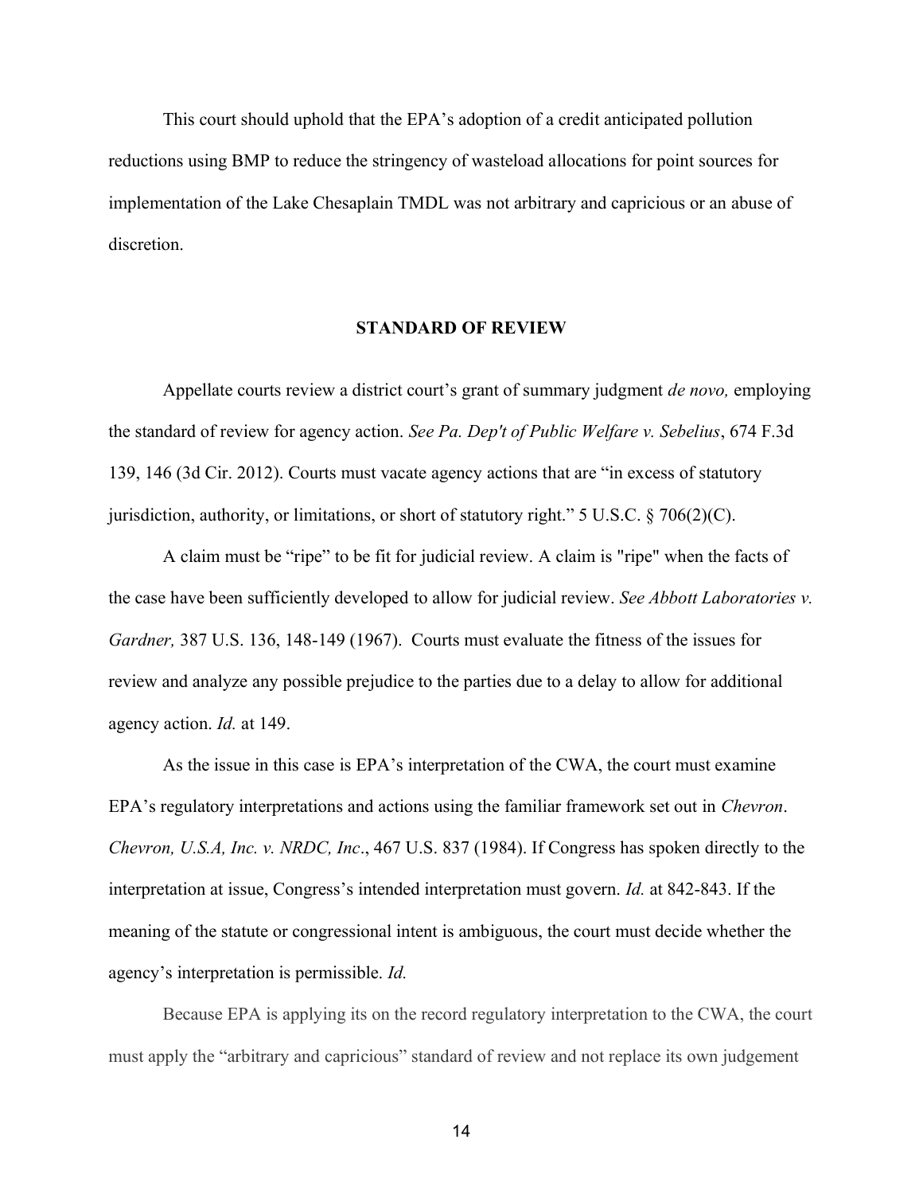This court should uphold that the EPA's adoption of a credit anticipated pollution reductions using BMP to reduce the stringency of wasteload allocations for point sources for implementation of the Lake Chesaplain TMDL was not arbitrary and capricious or an abuse of discretion.

## STANDARD OF REVIEW

Appellate courts review a district court's grant of summary judgment *de novo,* employing the standard of review for agency action. *See Pa. Dep't of Public Welfare v. Sebelius*, 674 F.3d 139, 146 (3d Cir. 2012). Courts must vacate agency actions that are "in excess of statutory jurisdiction, authority, or limitations, or short of statutory right." 5 U.S.C. § 706(2)(C).

A claim must be "ripe" to be fit for judicial review. A claim is "ripe" when the facts of the case have been sufficiently developed to allow for judicial review. *See Abbott Laboratories v. Gardner,* 387 U.S. 136, 148-149 (1967). Courts must evaluate the fitness of the issues for review and analyze any possible prejudice to the parties due to a delay to allow for additional agency action. *Id.* at 149.

As the issue in this case is EPA's interpretation of the CWA, the court must examine EPA's regulatory interpretations and actions using the familiar framework set out in *Chevron*. *Chevron, U.S.A, Inc. v. NRDC, Inc*., 467 U.S. 837 (1984). If Congress has spoken directly to the interpretation at issue, Congress's intended interpretation must govern. *Id.* at 842-843. If the meaning of the statute or congressional intent is ambiguous, the court must decide whether the agency's interpretation is permissible. *Id.*

Because EPA is applying its on the record regulatory interpretation to the CWA, the court must apply the "arbitrary and capricious" standard of review and not replace its own judgement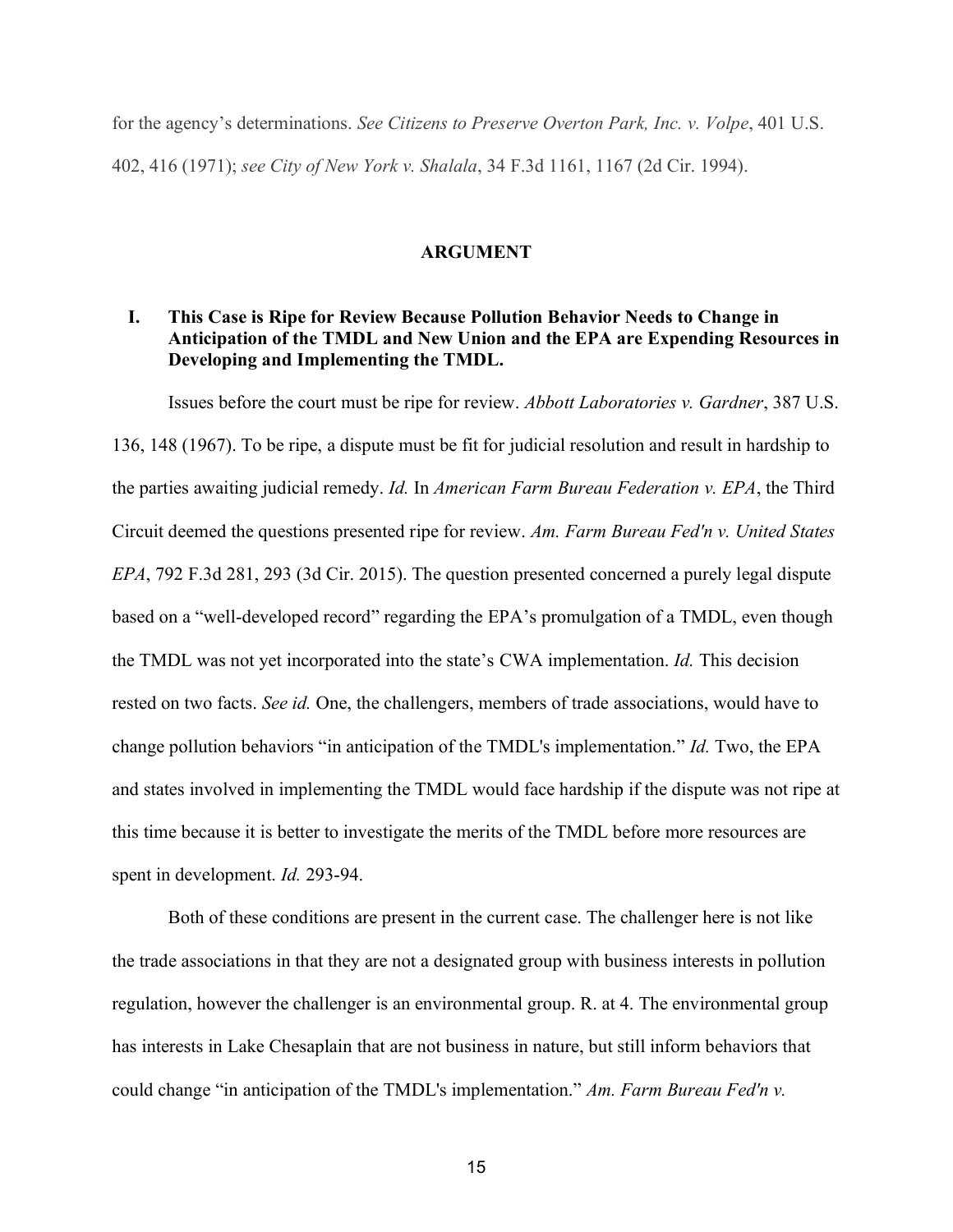for the agency's determinations. *See Citizens to Preserve Overton Park, Inc. v. Volpe*, 401 U.S. 402, 416 (1971); *see City of New York v. Shalala*, 34 F.3d 1161, 1167 (2d Cir. 1994).

## ARGUMENT

### I. This Case is Ripe for Review Because Pollution Behavior Needs to Change in Anticipation of the TMDL and New Union and the EPA are Expending Resources in Developing and Implementing the TMDL.

Issues before the court must be ripe for review. *Abbott Laboratories v. Gardner*, 387 U.S. 136, 148 (1967). To be ripe, a dispute must be fit for judicial resolution and result in hardship to the parties awaiting judicial remedy. *Id.* In *American Farm Bureau Federation v. EPA*, the Third Circuit deemed the questions presented ripe for review. *Am. Farm Bureau Fed'n v. United States EPA*, 792 F.3d 281, 293 (3d Cir. 2015). The question presented concerned a purely legal dispute based on a "well-developed record" regarding the EPA's promulgation of a TMDL, even though the TMDL was not yet incorporated into the state's CWA implementation. *Id.* This decision rested on two facts. *See id.* One, the challengers, members of trade associations, would have to change pollution behaviors "in anticipation of the TMDL's implementation." *Id.* Two, the EPA and states involved in implementing the TMDL would face hardship if the dispute was not ripe at this time because it is better to investigate the merits of the TMDL before more resources are spent in development. *Id.* 293-94.

Both of these conditions are present in the current case. The challenger here is not like the trade associations in that they are not a designated group with business interests in pollution regulation, however the challenger is an environmental group. R. at 4. The environmental group has interests in Lake Chesaplain that are not business in nature, but still inform behaviors that could change "in anticipation of the TMDL's implementation." *Am. Farm Bureau Fed'n v.*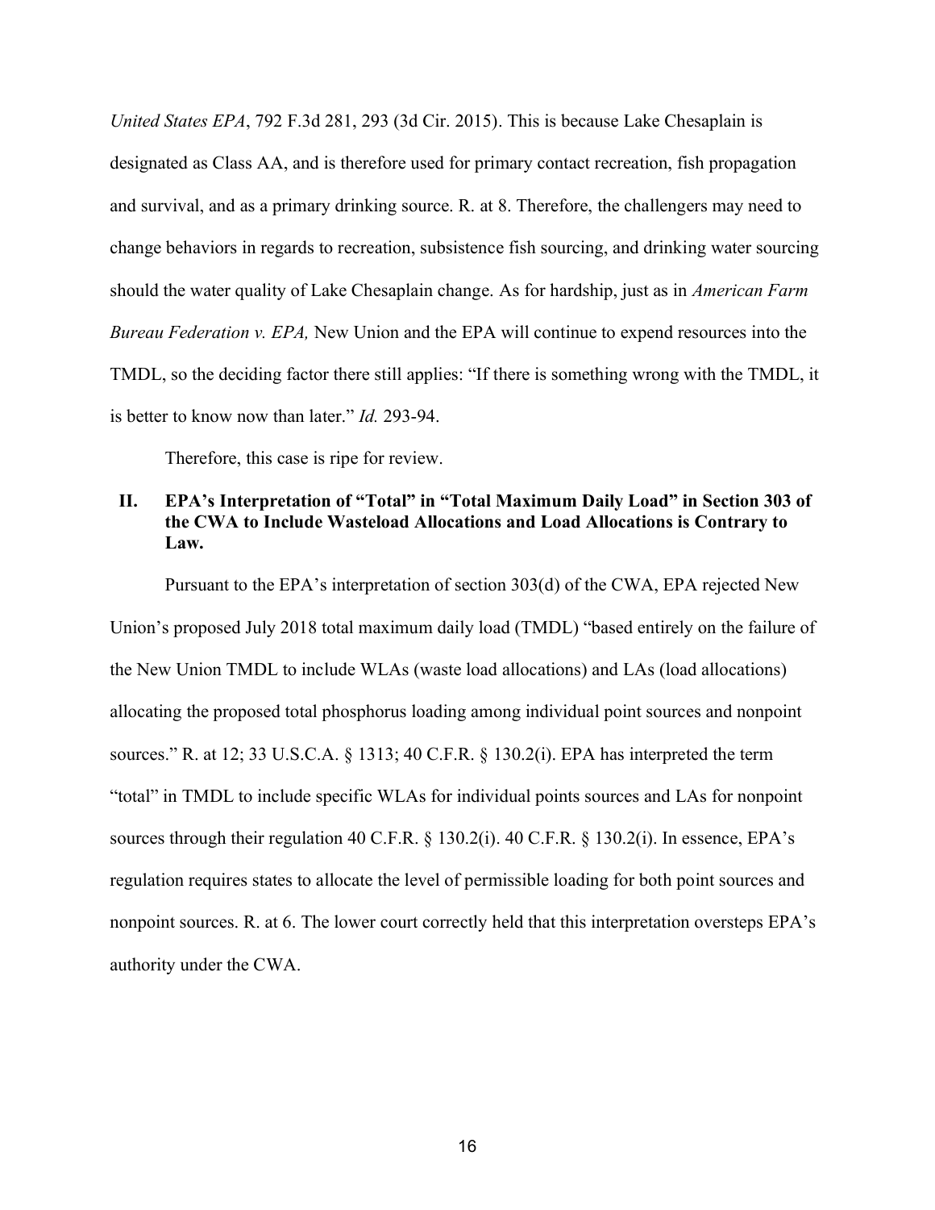*United States EPA*, 792 F.3d 281, 293 (3d Cir. 2015). This is because Lake Chesaplain is designated as Class AA, and is therefore used for primary contact recreation, fish propagation and survival, and as a primary drinking source. R. at 8. Therefore, the challengers may need to change behaviors in regards to recreation, subsistence fish sourcing, and drinking water sourcing should the water quality of Lake Chesaplain change. As for hardship, just as in *American Farm Bureau Federation v. EPA,* New Union and the EPA will continue to expend resources into the TMDL, so the deciding factor there still applies: "If there is something wrong with the TMDL, it is better to know now than later." *Id.* 293-94.

Therefore, this case is ripe for review.

## II. EPA's Interpretation of "Total" in "Total Maximum Daily Load" in Section 303 of the CWA to Include Wasteload Allocations and Load Allocations is Contrary to Law.

Pursuant to the EPA's interpretation of section 303(d) of the CWA, EPA rejected New Union's proposed July 2018 total maximum daily load (TMDL) "based entirely on the failure of the New Union TMDL to include WLAs (waste load allocations) and LAs (load allocations) allocating the proposed total phosphorus loading among individual point sources and nonpoint sources." R. at 12; 33 U.S.C.A. § 1313; 40 C.F.R. § 130.2(i). EPA has interpreted the term "total" in TMDL to include specific WLAs for individual points sources and LAs for nonpoint sources through their regulation 40 C.F.R. § 130.2(i). 40 C.F.R. § 130.2(i). In essence, EPA's regulation requires states to allocate the level of permissible loading for both point sources and nonpoint sources. R. at 6. The lower court correctly held that this interpretation oversteps EPA's authority under the CWA.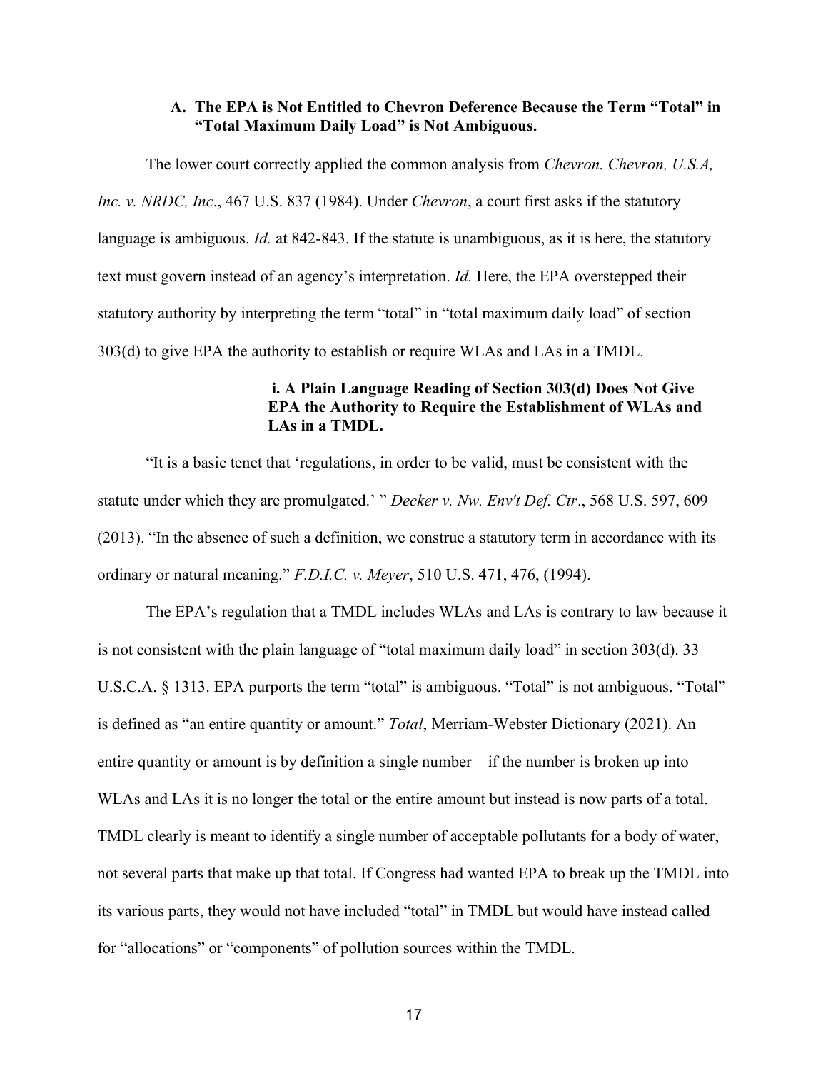### A. The EPA is Not Entitled to Chevron Deference Because the Term "Total" in "Total Maximum Daily Load" is Not Ambiguous.

The lower court correctly applied the common analysis from *Chevron. Chevron, U.S.A, Inc. v. NRDC, Inc*., 467 U.S. 837 (1984). Under *Chevron*, a court first asks if the statutory language is ambiguous. *Id.* at 842-843. If the statute is unambiguous, as it is here, the statutory text must govern instead of an agency's interpretation. *Id.* Here, the EPA overstepped their statutory authority by interpreting the term "total" in "total maximum daily load" of section 303(d) to give EPA the authority to establish or require WLAs and LAs in a TMDL.

#### i. A Plain Language Reading of Section 303(d) Does Not Give EPA the Authority to Require the Establishment of WLAs and LAs in a TMDL.

"It is a basic tenet that 'regulations, in order to be valid, must be consistent with the statute under which they are promulgated.' " *Decker v. Nw. Env't Def. Ctr*., 568 U.S. 597, 609 (2013). "In the absence of such a definition, we construe a statutory term in accordance with its ordinary or natural meaning." *F.D.I.C. v. Meyer*, 510 U.S. 471, 476, (1994).

The EPA's regulation that a TMDL includes WLAs and LAs is contrary to law because it is not consistent with the plain language of "total maximum daily load" in section 303(d). 33 U.S.C.A. § 1313. EPA purports the term "total" is ambiguous. "Total" is not ambiguous. "Total" is defined as "an entire quantity or amount." *Total*, Merriam-Webster Dictionary (2021). An entire quantity or amount is by definition a single number—if the number is broken up into WLAs and LAs it is no longer the total or the entire amount but instead is now parts of a total. TMDL clearly is meant to identify a single number of acceptable pollutants for a body of water, not several parts that make up that total. If Congress had wanted EPA to break up the TMDL into its various parts, they would not have included "total" in TMDL but would have instead called for "allocations" or "components" of pollution sources within the TMDL.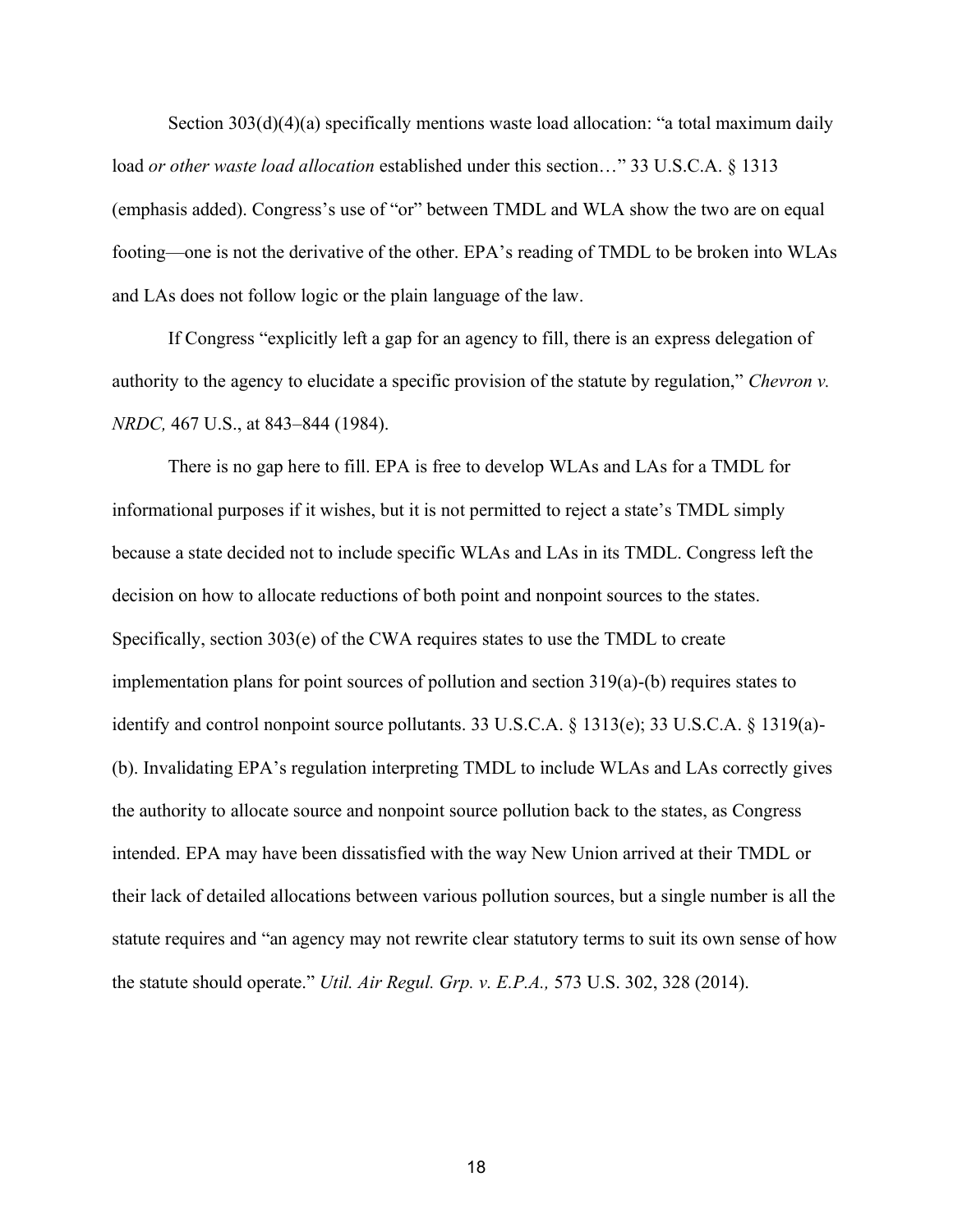Section 303(d)(4)(a) specifically mentions waste load allocation: "a total maximum daily load *or other waste load allocation* established under this section…" 33 U.S.C.A. § 1313 (emphasis added). Congress's use of "or" between TMDL and WLA show the two are on equal footing—one is not the derivative of the other. EPA's reading of TMDL to be broken into WLAs and LAs does not follow logic or the plain language of the law.

If Congress "explicitly left a gap for an agency to fill, there is an express delegation of authority to the agency to elucidate a specific provision of the statute by regulation," *Chevron v. NRDC,* 467 U.S., at 843–844 (1984).

There is no gap here to fill. EPA is free to develop WLAs and LAs for a TMDL for informational purposes if it wishes, but it is not permitted to reject a state's TMDL simply because a state decided not to include specific WLAs and LAs in its TMDL. Congress left the decision on how to allocate reductions of both point and nonpoint sources to the states. Specifically, section 303(e) of the CWA requires states to use the TMDL to create implementation plans for point sources of pollution and section 319(a)-(b) requires states to identify and control nonpoint source pollutants. 33 U.S.C.A. § 1313(e); 33 U.S.C.A. § 1319(a)-(b). Invalidating EPA's regulation interpreting TMDL to include WLAs and LAs correctly gives the authority to allocate source and nonpoint source pollution back to the states, as Congress intended. EPA may have been dissatisfied with the way New Union arrived at their TMDL or their lack of detailed allocations between various pollution sources, but a single number is all the statute requires and "an agency may not rewrite clear statutory terms to suit its own sense of how the statute should operate." *Util. Air Regul. Grp. v. E.P.A.,* 573 U.S. 302, 328 (2014).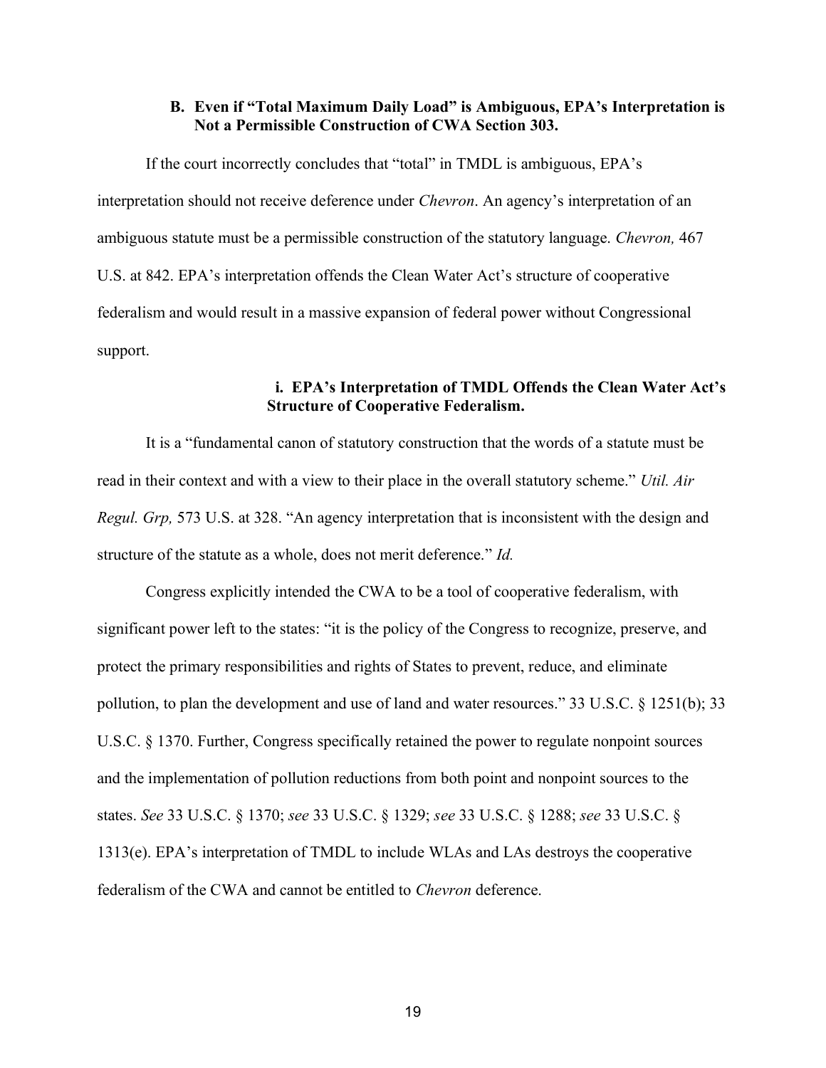### B. Even if "Total Maximum Daily Load" is Ambiguous, EPA's Interpretation is Not a Permissible Construction of CWA Section 303.

If the court incorrectly concludes that "total" in TMDL is ambiguous, EPA's interpretation should not receive deference under *Chevron*. An agency's interpretation of an ambiguous statute must be a permissible construction of the statutory language. *Chevron,* 467 U.S. at 842. EPA's interpretation offends the Clean Water Act's structure of cooperative federalism and would result in a massive expansion of federal power without Congressional support.

#### i. EPA's Interpretation of TMDL Offends the Clean Water Act's Structure of Cooperative Federalism.

It is a "fundamental canon of statutory construction that the words of a statute must be read in their context and with a view to their place in the overall statutory scheme." *Util. Air Regul. Grp,* 573 U.S. at 328. "An agency interpretation that is inconsistent with the design and structure of the statute as a whole, does not merit deference." *Id.*

Congress explicitly intended the CWA to be a tool of cooperative federalism, with significant power left to the states: "it is the policy of the Congress to recognize, preserve, and protect the primary responsibilities and rights of States to prevent, reduce, and eliminate pollution, to plan the development and use of land and water resources." 33 U.S.C. § 1251(b); 33 U.S.C. § 1370. Further, Congress specifically retained the power to regulate nonpoint sources and the implementation of pollution reductions from both point and nonpoint sources to the states. *See* 33 U.S.C. § 1370; *see* 33 U.S.C. § 1329; *see* 33 U.S.C. § 1288; *see* 33 U.S.C. § 1313(e). EPA's interpretation of TMDL to include WLAs and LAs destroys the cooperative federalism of the CWA and cannot be entitled to *Chevron* deference.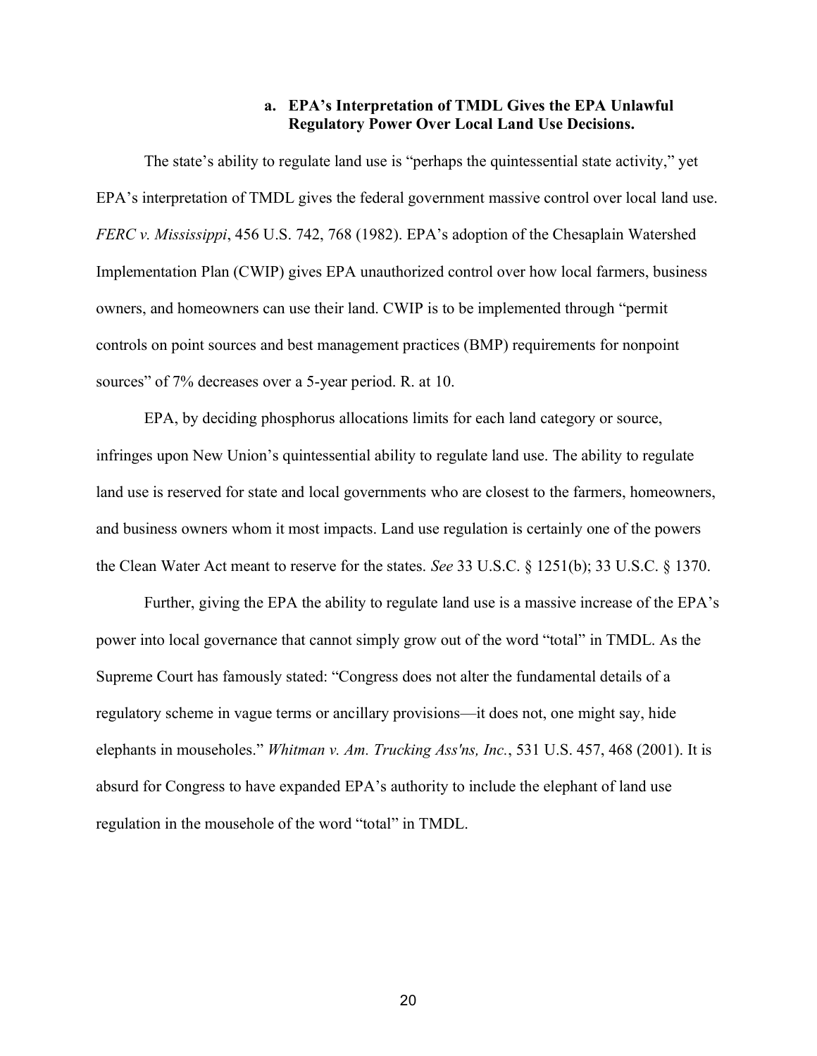### a. EPA's Interpretation of TMDL Gives the EPA Unlawful Regulatory Power Over Local Land Use Decisions.

The state's ability to regulate land use is "perhaps the quintessential state activity," yet EPA's interpretation of TMDL gives the federal government massive control over local land use. *FERC v. Mississippi*, 456 U.S. 742, 768 (1982). EPA's adoption of the Chesaplain Watershed Implementation Plan (CWIP) gives EPA unauthorized control over how local farmers, business owners, and homeowners can use their land. CWIP is to be implemented through "permit controls on point sources and best management practices (BMP) requirements for nonpoint sources" of 7% decreases over a 5-year period. R. at 10.

EPA, by deciding phosphorus allocations limits for each land category or source, infringes upon New Union's quintessential ability to regulate land use. The ability to regulate land use is reserved for state and local governments who are closest to the farmers, homeowners, and business owners whom it most impacts. Land use regulation is certainly one of the powers the Clean Water Act meant to reserve for the states. *See* 33 U.S.C. § 1251(b); 33 U.S.C. § 1370.

Further, giving the EPA the ability to regulate land use is a massive increase of the EPA's power into local governance that cannot simply grow out of the word "total" in TMDL. As the Supreme Court has famously stated: "Congress does not alter the fundamental details of a regulatory scheme in vague terms or ancillary provisions—it does not, one might say, hide elephants in mouseholes." *Whitman v. Am. Trucking Ass'ns, Inc.*, 531 U.S. 457, 468 (2001). It is absurd for Congress to have expanded EPA's authority to include the elephant of land use regulation in the mousehole of the word "total" in TMDL.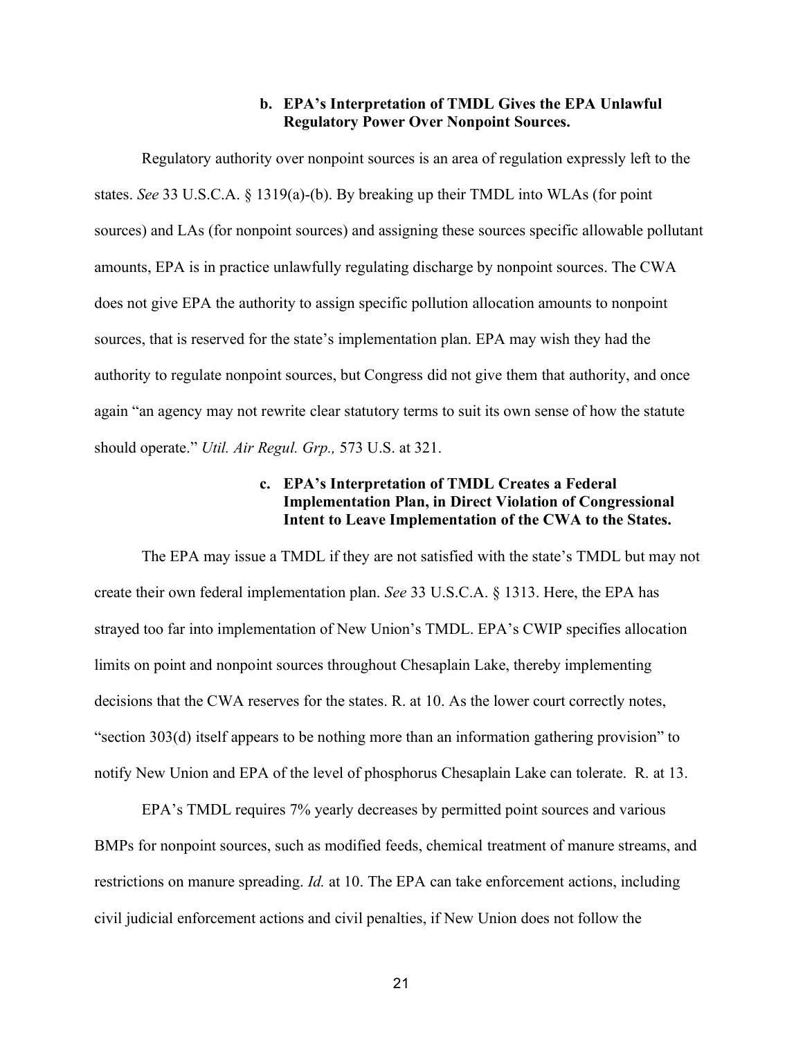#### b. EPA's Interpretation of TMDL Gives the EPA Unlawful Regulatory Power Over Nonpoint Sources.

Regulatory authority over nonpoint sources is an area of regulation expressly left to the states. *See* 33 U.S.C.A. § 1319(a)-(b). By breaking up their TMDL into WLAs (for point sources) and LAs (for nonpoint sources) and assigning these sources specific allowable pollutant amounts, EPA is in practice unlawfully regulating discharge by nonpoint sources. The CWA does not give EPA the authority to assign specific pollution allocation amounts to nonpoint sources, that is reserved for the state's implementation plan. EPA may wish they had the authority to regulate nonpoint sources, but Congress did not give them that authority, and once again "an agency may not rewrite clear statutory terms to suit its own sense of how the statute should operate." *Util. Air Regul. Grp.,* 573 U.S. at 321.

#### c. EPA's Interpretation of TMDL Creates a Federal Implementation Plan, in Direct Violation of Congressional Intent to Leave Implementation of the CWA to the States.

The EPA may issue a TMDL if they are not satisfied with the state's TMDL but may not create their own federal implementation plan. *See* 33 U.S.C.A. § 1313. Here, the EPA has strayed too far into implementation of New Union's TMDL. EPA's CWIP specifies allocation limits on point and nonpoint sources throughout Chesaplain Lake, thereby implementing decisions that the CWA reserves for the states. R. at 10. As the lower court correctly notes, "section 303(d) itself appears to be nothing more than an information gathering provision" to notify New Union and EPA of the level of phosphorus Chesaplain Lake can tolerate. R. at 13.

EPA's TMDL requires 7% yearly decreases by permitted point sources and various BMPs for nonpoint sources, such as modified feeds, chemical treatment of manure streams, and restrictions on manure spreading. *Id.* at 10. The EPA can take enforcement actions, including civil judicial enforcement actions and civil penalties, if New Union does not follow the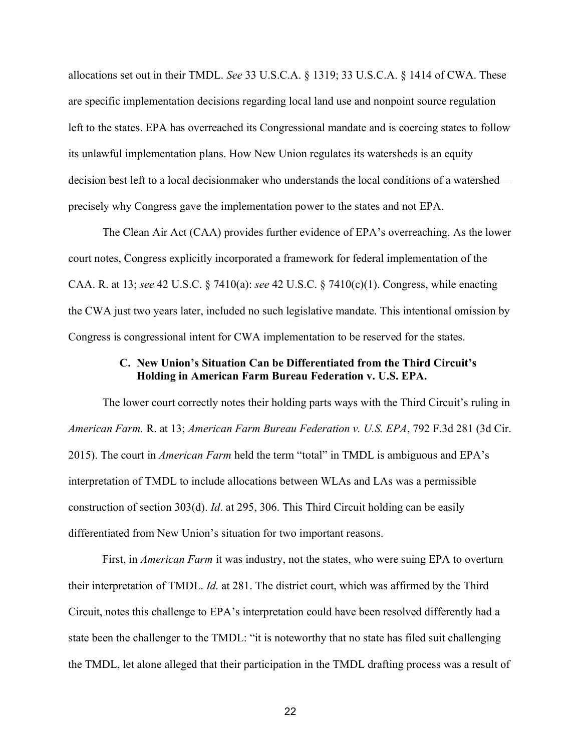allocations set out in their TMDL. *See* 33 U.S.C.A. § 1319; 33 U.S.C.A. § 1414 of CWA. These are specific implementation decisions regarding local land use and nonpoint source regulation left to the states. EPA has overreached its Congressional mandate and is coercing states to follow its unlawful implementation plans. How New Union regulates its watersheds is an equity decision best left to a local decisionmaker who understands the local conditions of a watershed—precisely why Congress gave the implementation power to the states and not EPA.

The Clean Air Act (CAA) provides further evidence of EPA's overreaching. As the lower court notes, Congress explicitly incorporated a framework for federal implementation of the CAA. R. at 13; *see* 42 U.S.C. § 7410(a): *see* 42 U.S.C. § 7410(c)(1). Congress, while enacting the CWA just two years later, included no such legislative mandate. This intentional omission by Congress is congressional intent for CWA implementation to be reserved for the states.

### C. New Union's Situation Can be Differentiated from the Third Circuit's Holding in American Farm Bureau Federation v. U.S. EPA.

The lower court correctly notes their holding parts ways with the Third Circuit's ruling in *American Farm.* R. at 13; *American Farm Bureau Federation v. U.S. EPA*, 792 F.3d 281 (3d Cir. 2015). The court in *American Farm* held the term "total" in TMDL is ambiguous and EPA's interpretation of TMDL to include allocations between WLAs and LAs was a permissible construction of section 303(d). *Id*. at 295, 306. This Third Circuit holding can be easily differentiated from New Union's situation for two important reasons.

First, in *American Farm* it was industry, not the states, who were suing EPA to overturn their interpretation of TMDL. *Id.* at 281. The district court, which was affirmed by the Third Circuit, notes this challenge to EPA's interpretation could have been resolved differently had a state been the challenger to the TMDL: "it is noteworthy that no state has filed suit challenging the TMDL, let alone alleged that their participation in the TMDL drafting process was a result of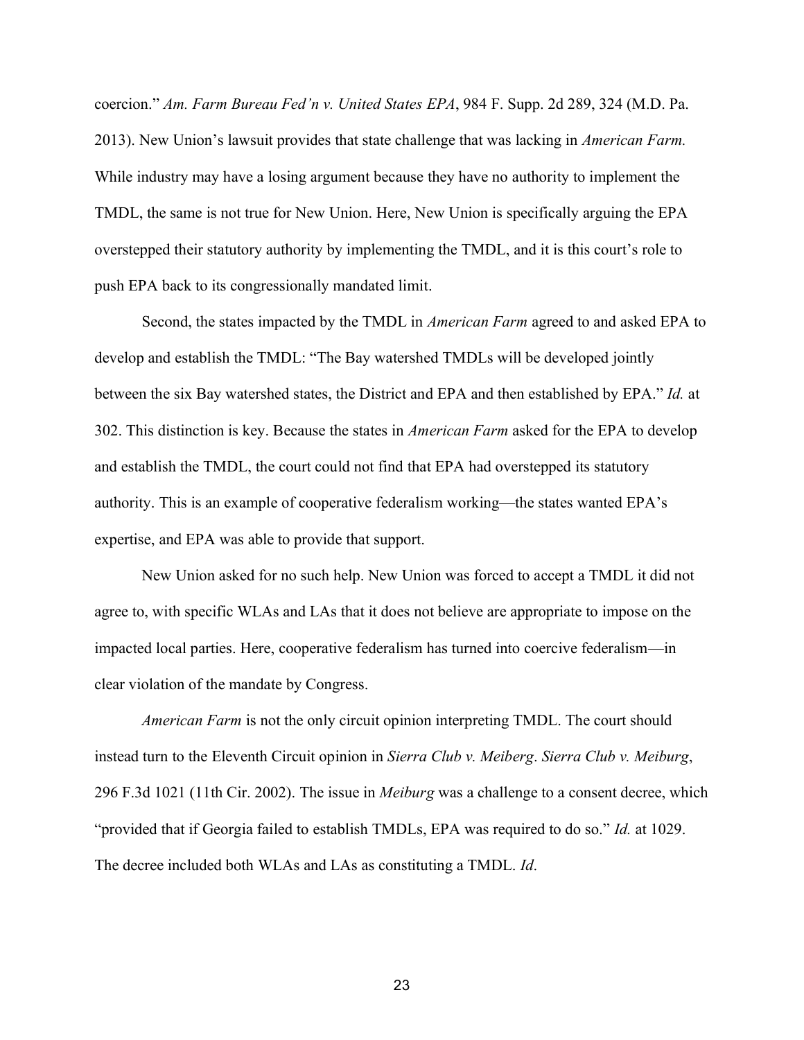coercion." *Am. Farm Bureau Fed'n v. United States EPA*, 984 F. Supp. 2d 289, 324 (M.D. Pa. 2013). New Union's lawsuit provides that state challenge that was lacking in *American Farm.* While industry may have a losing argument because they have no authority to implement the TMDL, the same is not true for New Union. Here, New Union is specifically arguing the EPA overstepped their statutory authority by implementing the TMDL, and it is this court's role to push EPA back to its congressionally mandated limit.

Second, the states impacted by the TMDL in *American Farm* agreed to and asked EPA to develop and establish the TMDL: "The Bay watershed TMDLs will be developed jointly between the six Bay watershed states, the District and EPA and then established by EPA." *Id.* at 302. This distinction is key. Because the states in *American Farm* asked for the EPA to develop and establish the TMDL, the court could not find that EPA had overstepped its statutory authority. This is an example of cooperative federalism working—the states wanted EPA's expertise, and EPA was able to provide that support.

New Union asked for no such help. New Union was forced to accept a TMDL it did not agree to, with specific WLAs and LAs that it does not believe are appropriate to impose on the impacted local parties. Here, cooperative federalism has turned into coercive federalism—in clear violation of the mandate by Congress.

*American Farm* is not the only circuit opinion interpreting TMDL. The court should instead turn to the Eleventh Circuit opinion in *Sierra Club v. Meiberg*. *Sierra Club v. Meiburg*, 296 F.3d 1021 (11th Cir. 2002). The issue in *Meiburg* was a challenge to a consent decree, which "provided that if Georgia failed to establish TMDLs, EPA was required to do so." *Id.* at 1029. The decree included both WLAs and LAs as constituting a TMDL. *Id*.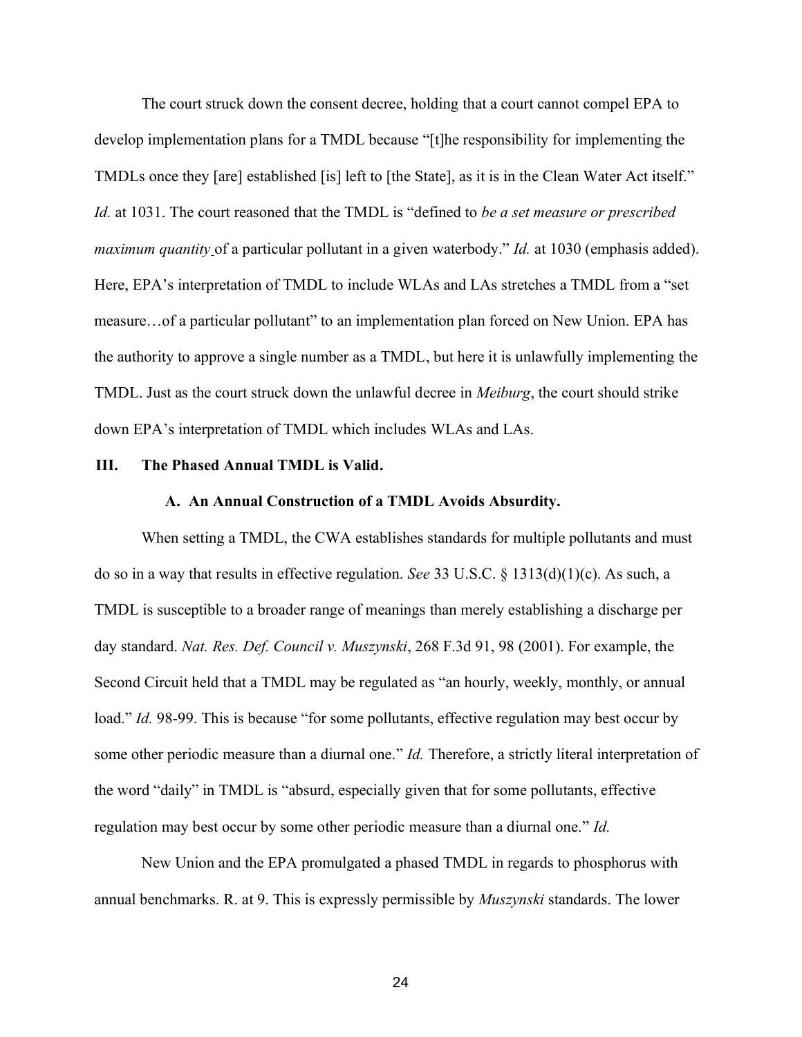The court struck down the consent decree, holding that a court cannot compel EPA to develop implementation plans for a TMDL because "[t]he responsibility for implementing the TMDLs once they [are] established [is] left to [the State], as it is in the Clean Water Act itself." *Id.* at 1031. The court reasoned that the TMDL is "defined to *be a set measure or prescribed maximum quantity* of a particular pollutant in a given waterbody." *Id.* at 1030 (emphasis added). Here, EPA's interpretation of TMDL to include WLAs and LAs stretches a TMDL from a "set measure…of a particular pollutant" to an implementation plan forced on New Union. EPA has the authority to approve a single number as a TMDL, but here it is unlawfully implementing the TMDL. Just as the court struck down the unlawful decree in *Meiburg*, the court should strike down EPA's interpretation of TMDL which includes WLAs and LAs.

## III. The Phased Annual TMDL is Valid.

### A. An Annual Construction of a TMDL Avoids Absurdity.

When setting a TMDL, the CWA establishes standards for multiple pollutants and must do so in a way that results in effective regulation. *See* 33 U.S.C. § 1313(d)(1)(c). As such, a TMDL is susceptible to a broader range of meanings than merely establishing a discharge per day standard. *Nat. Res. Def. Council v. Muszynski*, 268 F.3d 91, 98 (2001). For example, the Second Circuit held that a TMDL may be regulated as "an hourly, weekly, monthly, or annual load." *Id.* 98-99. This is because "for some pollutants, effective regulation may best occur by some other periodic measure than a diurnal one." *Id.* Therefore, a strictly literal interpretation of the word "daily" in TMDL is "absurd, especially given that for some pollutants, effective regulation may best occur by some other periodic measure than a diurnal one." *Id.*

New Union and the EPA promulgated a phased TMDL in regards to phosphorus with annual benchmarks. R. at 9. This is expressly permissible by *Muszynski* standards. The lower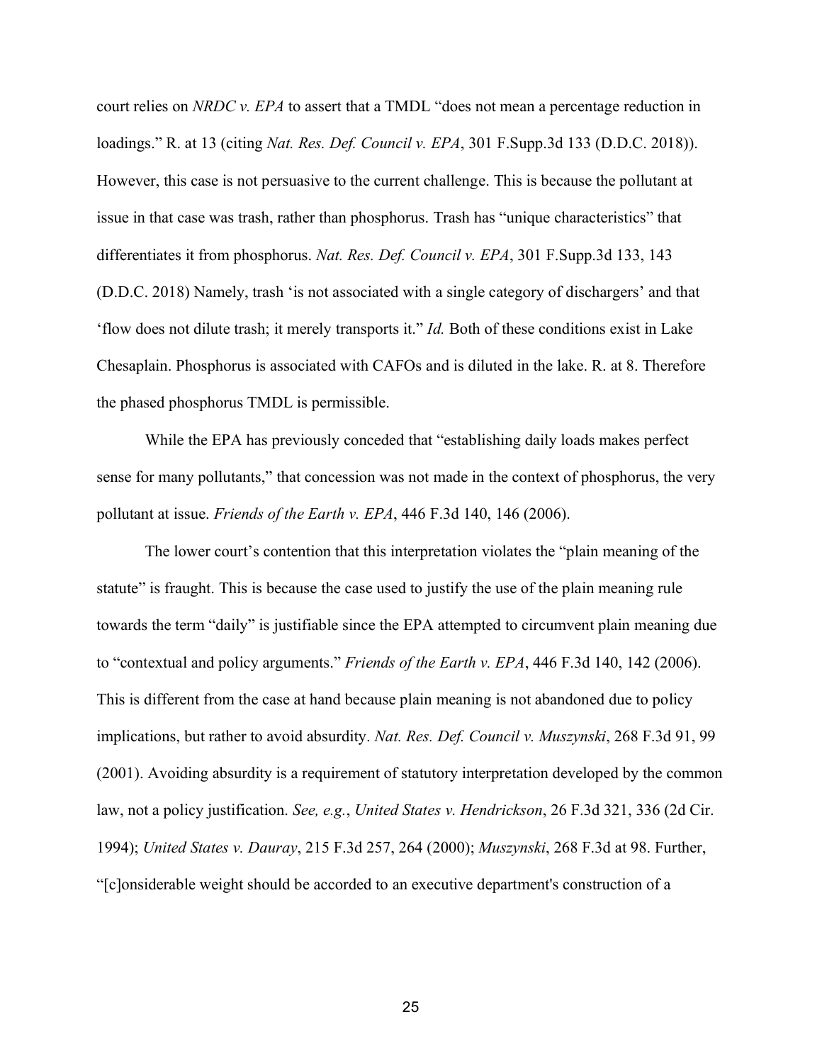court relies on *NRDC v. EPA* to assert that a TMDL "does not mean a percentage reduction in loadings." R. at 13 (citing *Nat. Res. Def. Council v. EPA*, 301 F.Supp.3d 133 (D.D.C. 2018)). However, this case is not persuasive to the current challenge. This is because the pollutant at issue in that case was trash, rather than phosphorus. Trash has "unique characteristics" that differentiates it from phosphorus. *Nat. Res. Def. Council v. EPA*, 301 F.Supp.3d 133, 143 (D.D.C. 2018) Namely, trash 'is not associated with a single category of dischargers' and that 'flow does not dilute trash; it merely transports it." *Id.* Both of these conditions exist in Lake Chesaplain. Phosphorus is associated with CAFOs and is diluted in the lake. R. at 8. Therefore the phased phosphorus TMDL is permissible.

While the EPA has previously conceded that "establishing daily loads makes perfect sense for many pollutants," that concession was not made in the context of phosphorus, the very pollutant at issue. *Friends of the Earth v. EPA*, 446 F.3d 140, 146 (2006).

The lower court's contention that this interpretation violates the "plain meaning of the statute" is fraught. This is because the case used to justify the use of the plain meaning rule towards the term "daily" is justifiable since the EPA attempted to circumvent plain meaning due to "contextual and policy arguments." *Friends of the Earth v. EPA*, 446 F.3d 140, 142 (2006). This is different from the case at hand because plain meaning is not abandoned due to policy implications, but rather to avoid absurdity. *Nat. Res. Def. Council v. Muszynski*, 268 F.3d 91, 99 (2001). Avoiding absurdity is a requirement of statutory interpretation developed by the common law, not a policy justification. *See, e.g.*, *United States v. Hendrickson*, 26 F.3d 321, 336 (2d Cir. 1994); *United States v. Dauray*, 215 F.3d 257, 264 (2000); *Muszynski*, 268 F.3d at 98. Further, "[c]onsiderable weight should be accorded to an executive department's construction of a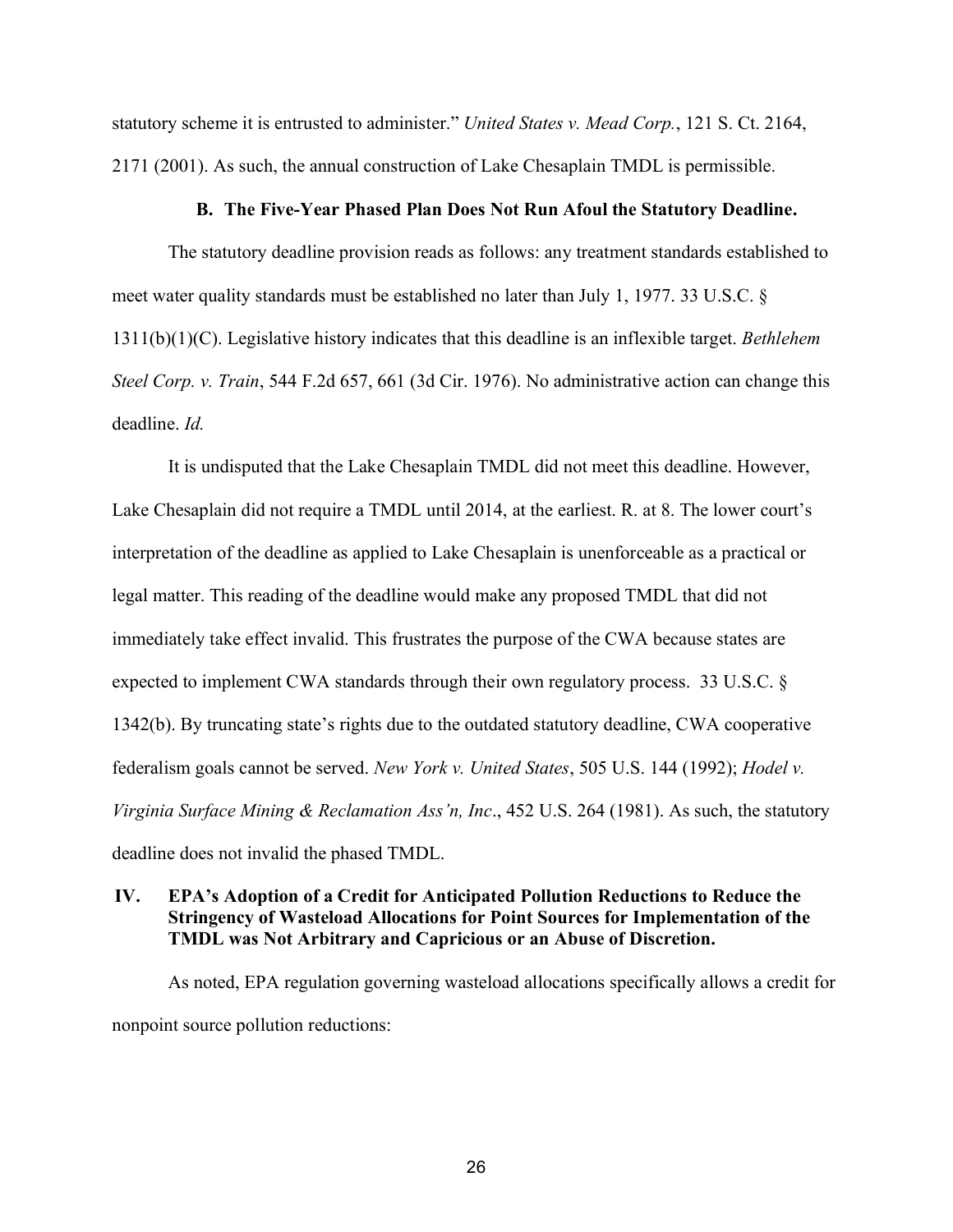statutory scheme it is entrusted to administer." *United States v. Mead Corp.*, 121 S. Ct. 2164, 2171 (2001). As such, the annual construction of Lake Chesaplain TMDL is permissible.

### B. The Five-Year Phased Plan Does Not Run Afoul the Statutory Deadline.

The statutory deadline provision reads as follows: any treatment standards established to meet water quality standards must be established no later than July 1, 1977. 33 U.S.C. § 1311(b)(1)(C). Legislative history indicates that this deadline is an inflexible target. *Bethlehem Steel Corp. v. Train*, 544 F.2d 657, 661 (3d Cir. 1976). No administrative action can change this deadline. *Id.*

It is undisputed that the Lake Chesaplain TMDL did not meet this deadline. However, Lake Chesaplain did not require a TMDL until 2014, at the earliest. R. at 8. The lower court's interpretation of the deadline as applied to Lake Chesaplain is unenforceable as a practical or legal matter. This reading of the deadline would make any proposed TMDL that did not immediately take effect invalid. This frustrates the purpose of the CWA because states are expected to implement CWA standards through their own regulatory process. 33 U.S.C. § 1342(b). By truncating state's rights due to the outdated statutory deadline, CWA cooperative federalism goals cannot be served. *New York v. United States*, 505 U.S. 144 (1992); *Hodel v. Virginia Surface Mining & Reclamation Ass'n, Inc*., 452 U.S. 264 (1981). As such, the statutory deadline does not invalid the phased TMDL.

## IV. EPA's Adoption of a Credit for Anticipated Pollution Reductions to Reduce the Stringency of Wasteload Allocations for Point Sources for Implementation of the TMDL was Not Arbitrary and Capricious or an Abuse of Discretion.

As noted, EPA regulation governing wasteload allocations specifically allows a credit for nonpoint source pollution reductions: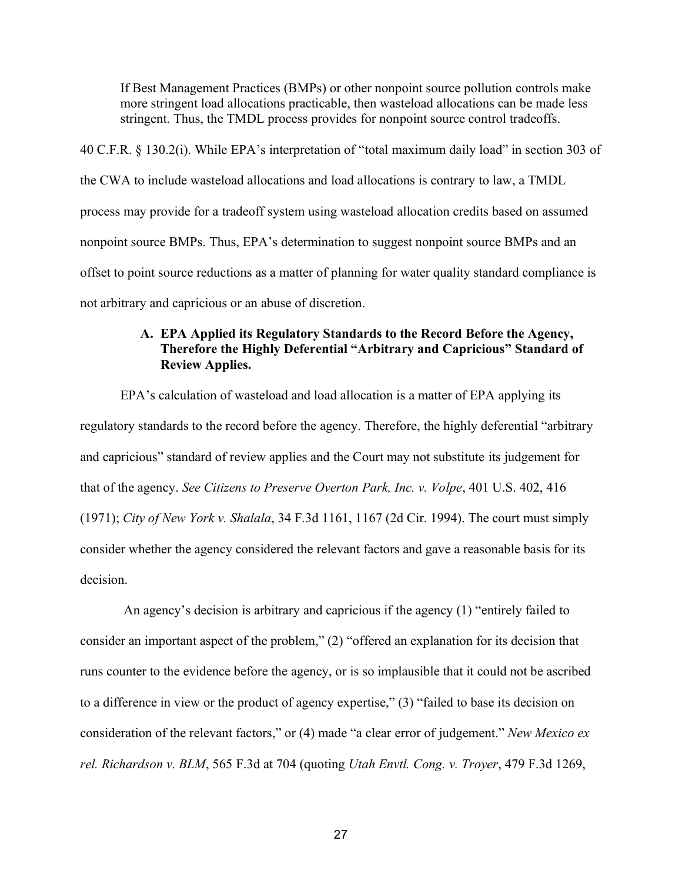> If Best Management Practices (BMPs) or other nonpoint source pollution controls make more stringent load allocations practicable, then wasteload allocations can be made less stringent. Thus, the TMDL process provides for nonpoint source control tradeoffs.

40 C.F.R. § 130.2(i). While EPA's interpretation of "total maximum daily load" in section 303 of the CWA to include wasteload allocations and load allocations is contrary to law, a TMDL process may provide for a tradeoff system using wasteload allocation credits based on assumed nonpoint source BMPs. Thus, EPA's determination to suggest nonpoint source BMPs and an offset to point source reductions as a matter of planning for water quality standard compliance is not arbitrary and capricious or an abuse of discretion.

### A. EPA Applied its Regulatory Standards to the Record Before the Agency, Therefore the Highly Deferential "Arbitrary and Capricious" Standard of Review Applies.

EPA's calculation of wasteload and load allocation is a matter of EPA applying its regulatory standards to the record before the agency. Therefore, the highly deferential "arbitrary and capricious" standard of review applies and the Court may not substitute its judgement for that of the agency. *See Citizens to Preserve Overton Park, Inc. v. Volpe*, 401 U.S. 402, 416 (1971); *City of New York v. Shalala*, 34 F.3d 1161, 1167 (2d Cir. 1994). The court must simply consider whether the agency considered the relevant factors and gave a reasonable basis for its decision.

An agency's decision is arbitrary and capricious if the agency (1) "entirely failed to consider an important aspect of the problem," (2) "offered an explanation for its decision that runs counter to the evidence before the agency, or is so implausible that it could not be ascribed to a difference in view or the product of agency expertise," (3) "failed to base its decision on consideration of the relevant factors," or (4) made "a clear error of judgement." *New Mexico ex rel. Richardson v. BLM*, 565 F.3d at 704 (quoting *Utah Envtl. Cong. v. Troyer*, 479 F.3d 1269,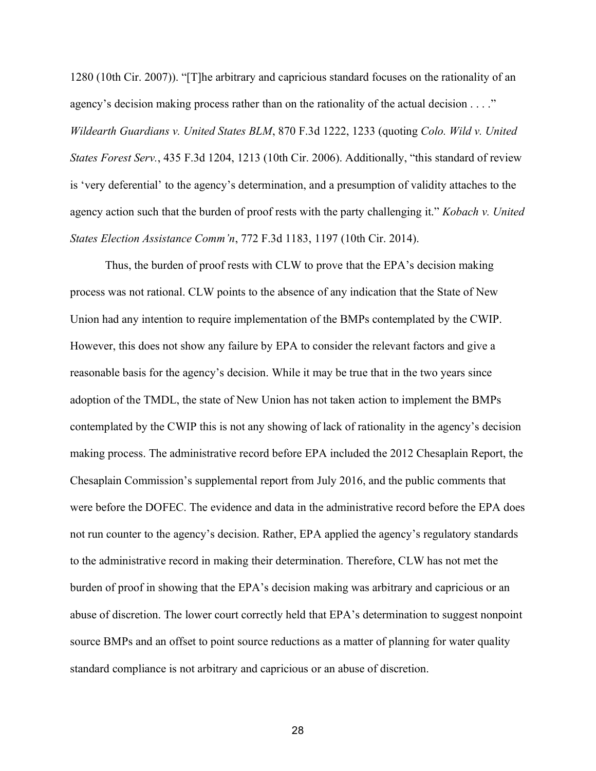1280 (10th Cir. 2007)). "[T]he arbitrary and capricious standard focuses on the rationality of an agency's decision making process rather than on the rationality of the actual decision . . . ." *Wildearth Guardians v. United States BLM*, 870 F.3d 1222, 1233 (quoting *Colo. Wild v. United States Forest Serv.*, 435 F.3d 1204, 1213 (10th Cir. 2006). Additionally, "this standard of review is 'very deferential' to the agency's determination, and a presumption of validity attaches to the agency action such that the burden of proof rests with the party challenging it." *Kobach v. United States Election Assistance Comm'n*, 772 F.3d 1183, 1197 (10th Cir. 2014).

Thus, the burden of proof rests with CLW to prove that the EPA's decision making process was not rational. CLW points to the absence of any indication that the State of New Union had any intention to require implementation of the BMPs contemplated by the CWIP. However, this does not show any failure by EPA to consider the relevant factors and give a reasonable basis for the agency's decision. While it may be true that in the two years since adoption of the TMDL, the state of New Union has not taken action to implement the BMPs contemplated by the CWIP this is not any showing of lack of rationality in the agency's decision making process. The administrative record before EPA included the 2012 Chesaplain Report, the Chesaplain Commission's supplemental report from July 2016, and the public comments that were before the DOFEC. The evidence and data in the administrative record before the EPA does not run counter to the agency's decision. Rather, EPA applied the agency's regulatory standards to the administrative record in making their determination. Therefore, CLW has not met the burden of proof in showing that the EPA's decision making was arbitrary and capricious or an abuse of discretion. The lower court correctly held that EPA's determination to suggest nonpoint source BMPs and an offset to point source reductions as a matter of planning for water quality standard compliance is not arbitrary and capricious or an abuse of discretion.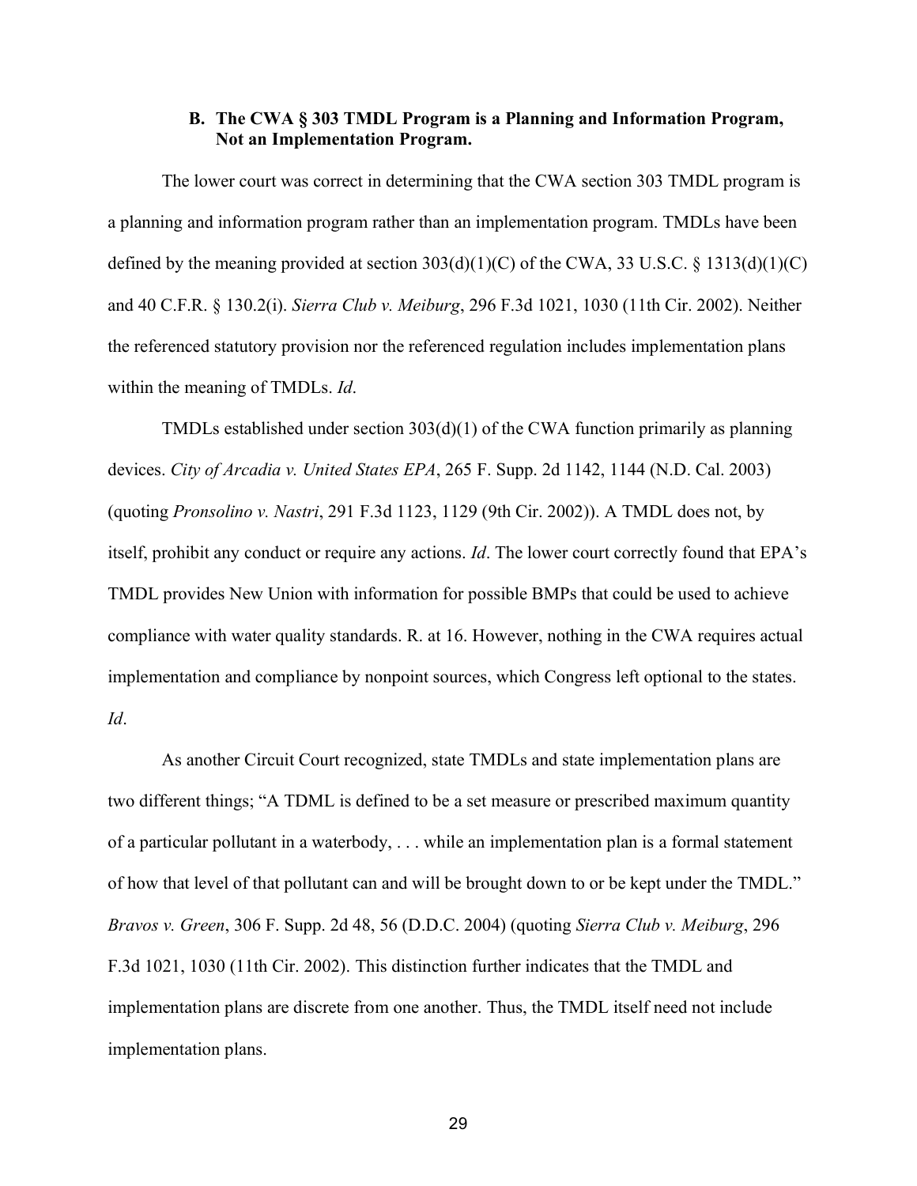### B. The CWA § 303 TMDL Program is a Planning and Information Program, Not an Implementation Program.

The lower court was correct in determining that the CWA section 303 TMDL program is a planning and information program rather than an implementation program. TMDLs have been defined by the meaning provided at section 303(d)(1)(C) of the CWA, 33 U.S.C. § 1313(d)(1)(C) and 40 C.F.R. § 130.2(i). *Sierra Club v. Meiburg*, 296 F.3d 1021, 1030 (11th Cir. 2002). Neither the referenced statutory provision nor the referenced regulation includes implementation plans within the meaning of TMDLs. *Id*.

TMDLs established under section 303(d)(1) of the CWA function primarily as planning devices. *City of Arcadia v. United States EPA*, 265 F. Supp. 2d 1142, 1144 (N.D. Cal. 2003) (quoting *Pronsolino v. Nastri*, 291 F.3d 1123, 1129 (9th Cir. 2002)). A TMDL does not, by itself, prohibit any conduct or require any actions. *Id*. The lower court correctly found that EPA's TMDL provides New Union with information for possible BMPs that could be used to achieve compliance with water quality standards. R. at 16. However, nothing in the CWA requires actual implementation and compliance by nonpoint sources, which Congress left optional to the states. *Id*.

As another Circuit Court recognized, state TMDLs and state implementation plans are two different things; "A TDML is defined to be a set measure or prescribed maximum quantity of a particular pollutant in a waterbody, . . . while an implementation plan is a formal statement of how that level of that pollutant can and will be brought down to or be kept under the TMDL." *Bravos v. Green*, 306 F. Supp. 2d 48, 56 (D.D.C. 2004) (quoting *Sierra Club v. Meiburg*, 296 F.3d 1021, 1030 (11th Cir. 2002). This distinction further indicates that the TMDL and implementation plans are discrete from one another. Thus, the TMDL itself need not include implementation plans.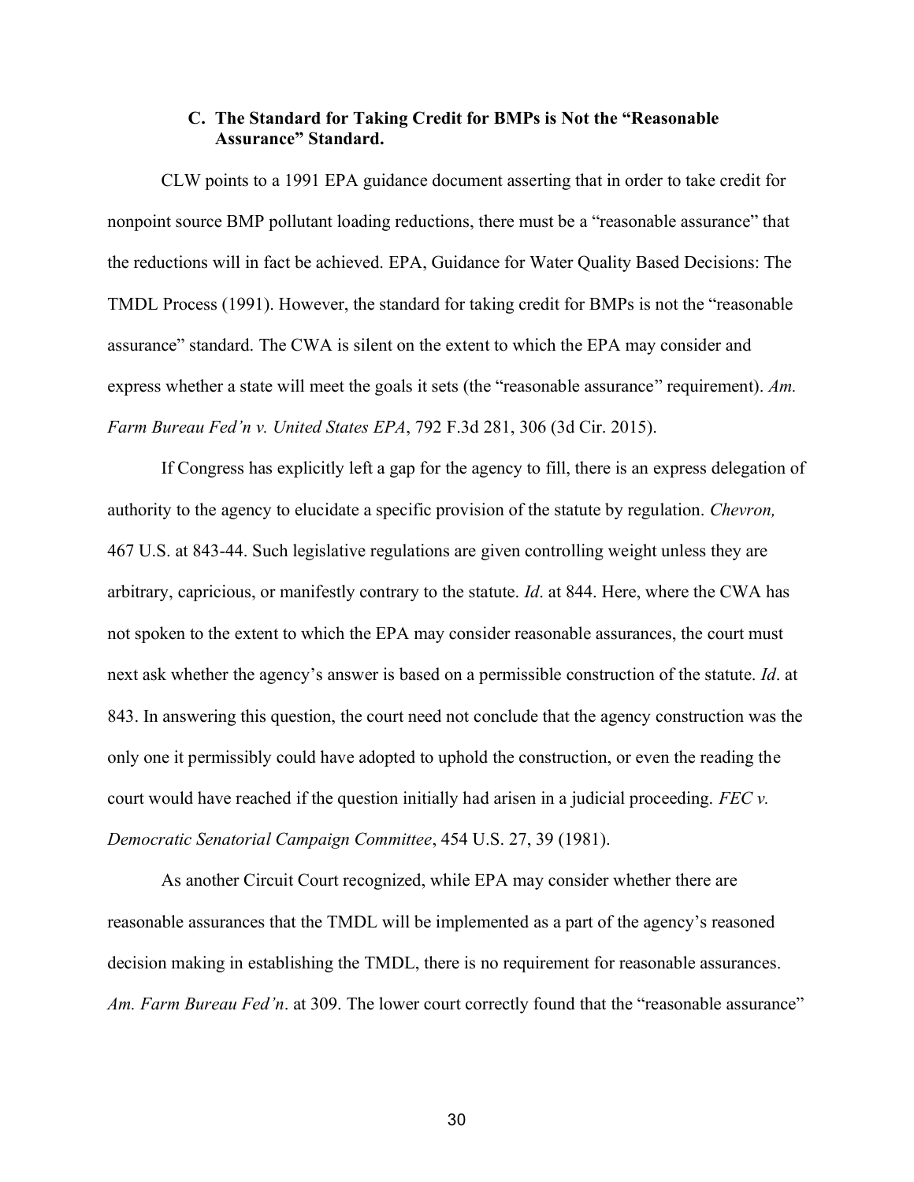### C. The Standard for Taking Credit for BMPs is Not the "Reasonable Assurance" Standard.

CLW points to a 1991 EPA guidance document asserting that in order to take credit for nonpoint source BMP pollutant loading reductions, there must be a "reasonable assurance" that the reductions will in fact be achieved. EPA, Guidance for Water Quality Based Decisions: The TMDL Process (1991). However, the standard for taking credit for BMPs is not the "reasonable assurance" standard. The CWA is silent on the extent to which the EPA may consider and express whether a state will meet the goals it sets (the "reasonable assurance" requirement). *Am. Farm Bureau Fed'n v. United States EPA*, 792 F.3d 281, 306 (3d Cir. 2015).

If Congress has explicitly left a gap for the agency to fill, there is an express delegation of authority to the agency to elucidate a specific provision of the statute by regulation. *Chevron,* 467 U.S. at 843-44. Such legislative regulations are given controlling weight unless they are arbitrary, capricious, or manifestly contrary to the statute. *Id*. at 844. Here, where the CWA has not spoken to the extent to which the EPA may consider reasonable assurances, the court must next ask whether the agency's answer is based on a permissible construction of the statute. *Id*. at 843. In answering this question, the court need not conclude that the agency construction was the only one it permissibly could have adopted to uphold the construction, or even the reading the court would have reached if the question initially had arisen in a judicial proceeding. *FEC v. Democratic Senatorial Campaign Committee*, 454 U.S. 27, 39 (1981).

As another Circuit Court recognized, while EPA may consider whether there are reasonable assurances that the TMDL will be implemented as a part of the agency's reasoned decision making in establishing the TMDL, there is no requirement for reasonable assurances. *Am. Farm Bureau Fed'n*. at 309. The lower court correctly found that the "reasonable assurance"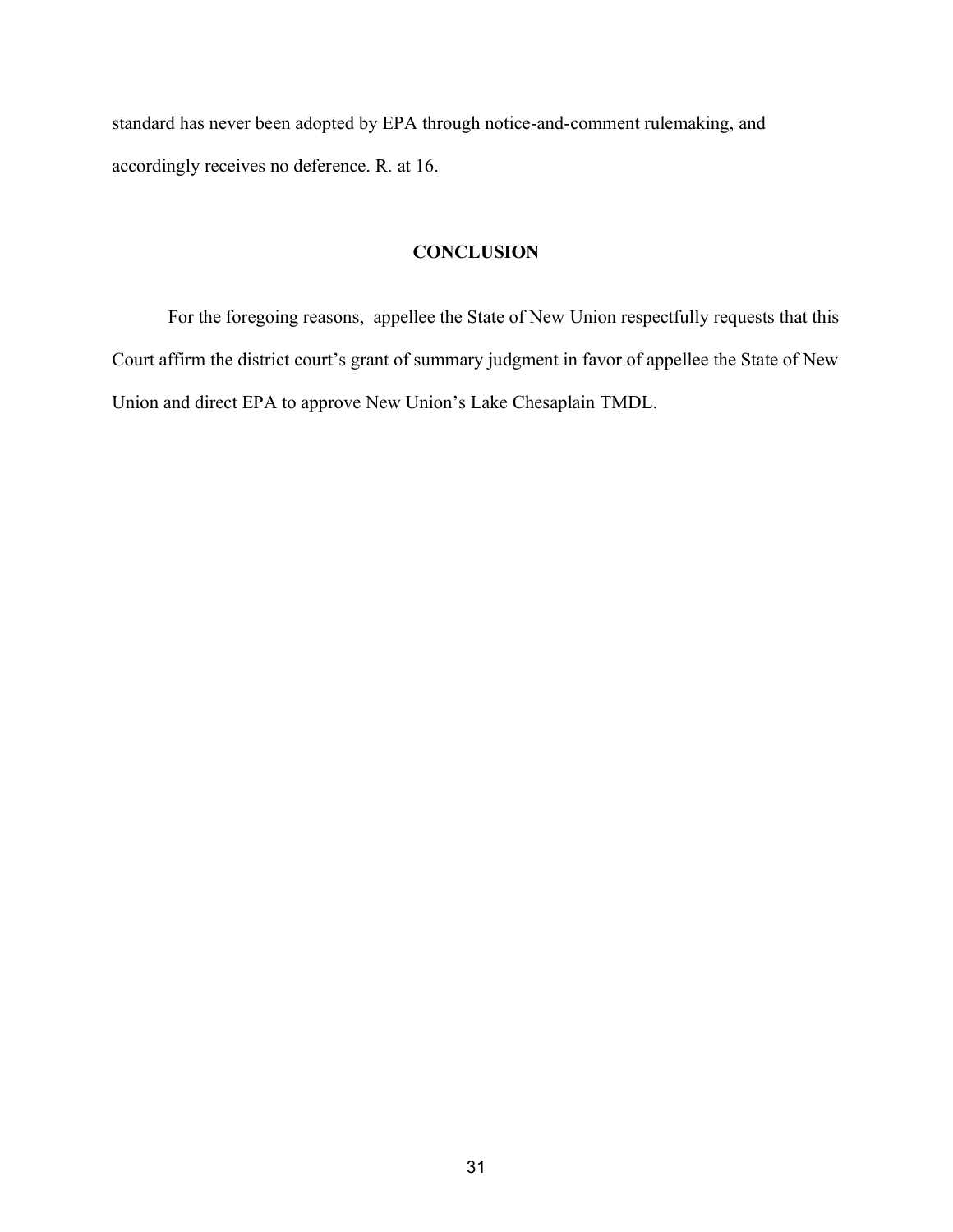standard has never been adopted by EPA through notice-and-comment rulemaking, and accordingly receives no deference. R. at 16.

## CONCLUSION

For the foregoing reasons, appellee the State of New Union respectfully requests that this Court affirm the district court's grant of summary judgment in favor of appellee the State of New Union and direct EPA to approve New Union's Lake Chesaplain TMDL.